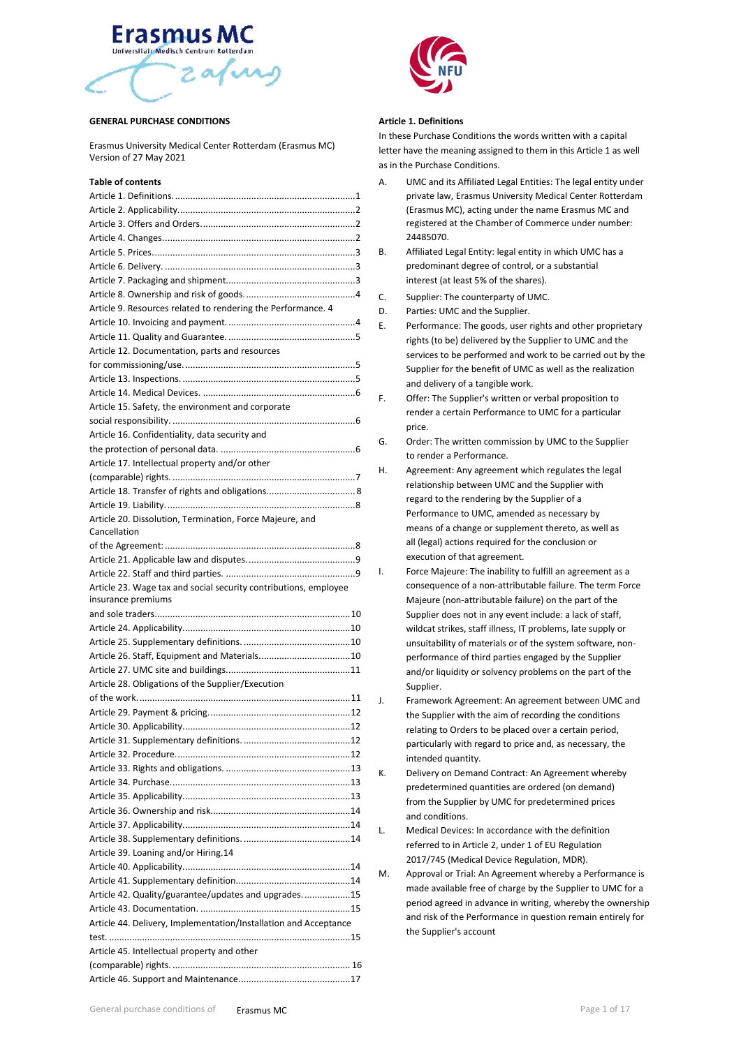**GENERAL PURCHASE CONDITIONS**

Erasmus University Medical Center Rotterdam (Erasmus MC)
Version of 27 May 2021

**Table of contents**

Article 1. Definitions. 1
Article 2. Applicability. 2
Article 3. Offers and Orders. 2
Article 4. Changes. 2
Article 5. Prices. 3
Article 6. Delivery. 3
Article 7. Packaging and shipment. 3
Article 8. Ownership and risk of goods. 4
Article 9. Resources related to rendering the Performance. 4
Article 10. Invoicing and payment. 4
Article 11. Quality and Guarantee. 5
Article 12. Documentation, parts and resources for commissioning/use. 5
Article 13. Inspections. 5
Article 14. Medical Devices. 6
Article 15. Safety, the environment and corporate social responsibility. 6
Article 16. Confidentiality, data security and the protection of personal data. 6
Article 17. Intellectual property and/or other (comparable) rights. 7
Article 18. Transfer of rights and obligations. 8
Article 19. Liability. 8
Article 20. Dissolution, Termination, Force Majeure, and Cancellation of the Agreement: 8
Article 21. Applicable law and disputes. 9
Article 22. Staff and third parties. 9
Article 23. Wage tax and social security contributions, employee insurance premiums and sole traders. 10
Article 24. Applicability. 10
Article 25. Supplementary definitions. 10
Article 26. Staff, Equipment and Materials. 10
Article 27. UMC site and buildings. 11
Article 28. Obligations of the Supplier/Execution of the work. 11
Article 29. Payment & pricing. 12
Article 30. Applicability. 12
Article 31. Supplementary definitions. 12
Article 32. Procedure. 12
Article 33. Rights and obligations. 13
Article 34. Purchase. 13
Article 35. Applicability. 13
Article 36. Ownership and risk. 14
Article 37. Applicability. 14
Article 38. Supplementary definitions. 14
Article 39. Loaning and/or Hiring. 14
Article 40. Applicability. 14
Article 41. Supplementary definition. 14
Article 42. Quality/guarantee/updates and upgrades. 15
Article 43. Documentation. 15
Article 44. Delivery, Implementation/Installation and Acceptance test. 15
Article 45. Intellectual property and other (comparable) rights. 16
Article 46. Support and Maintenance. 17

**Article 1. Definitions**

In these Purchase Conditions the words written with a capital letter have the meaning assigned to them in this Article 1 as well as in the Purchase Conditions.

A. UMC and its Affiliated Legal Entities: The legal entity under private law, Erasmus University Medical Center Rotterdam (Erasmus MC), acting under the name Erasmus MC and registered at the Chamber of Commerce under number: 24485070.

B. Affiliated Legal Entity: legal entity in which UMC has a predominant degree of control, or a substantial interest (at least 5% of the shares).

C. Supplier: The counterparty of UMC.

D. Parties: UMC and the Supplier.

E. Performance: The goods, user rights and other proprietary rights (to be) delivered by the Supplier to UMC and the services to be performed and work to be carried out by the Supplier for the benefit of UMC as well as the realization and delivery of a tangible work.

F. Offer: The Supplier's written or verbal proposition to render a certain Performance to UMC for a particular price.

G. Order: The written commission by UMC to the Supplier to render a Performance.

H. Agreement: Any agreement which regulates the legal relationship between UMC and the Supplier with regard to the rendering by the Supplier of a Performance to UMC, amended as necessary by means of a change or supplement thereto, as well as all (legal) actions required for the conclusion or execution of that agreement.

I. Force Majeure: The inability to fulfill an agreement as a consequence of a non-attributable failure. The term Force Majeure (non-attributable failure) on the part of the Supplier does not in any event include: a lack of staff, wildcat strikes, staff illness, IT problems, late supply or unsuitability of materials or of the system software, non-performance of third parties engaged by the Supplier and/or liquidity or solvency problems on the part of the Supplier.

J. Framework Agreement: An agreement between UMC and the Supplier with the aim of recording the conditions relating to Orders to be placed over a certain period, particularly with regard to price and, as necessary, the intended quantity.

K. Delivery on Demand Contract: An Agreement whereby predetermined quantities are ordered (on demand) from the Supplier by UMC for predetermined prices and conditions.

L. Medical Devices: In accordance with the definition referred to in Article 2, under 1 of EU Regulation 2017/745 (Medical Device Regulation, MDR).

M. Approval or Trial: An Agreement whereby a Performance is made available free of charge by the Supplier to UMC for a period agreed in advance in writing, whereby the ownership and risk of the Performance in question remain entirely for the Supplier's account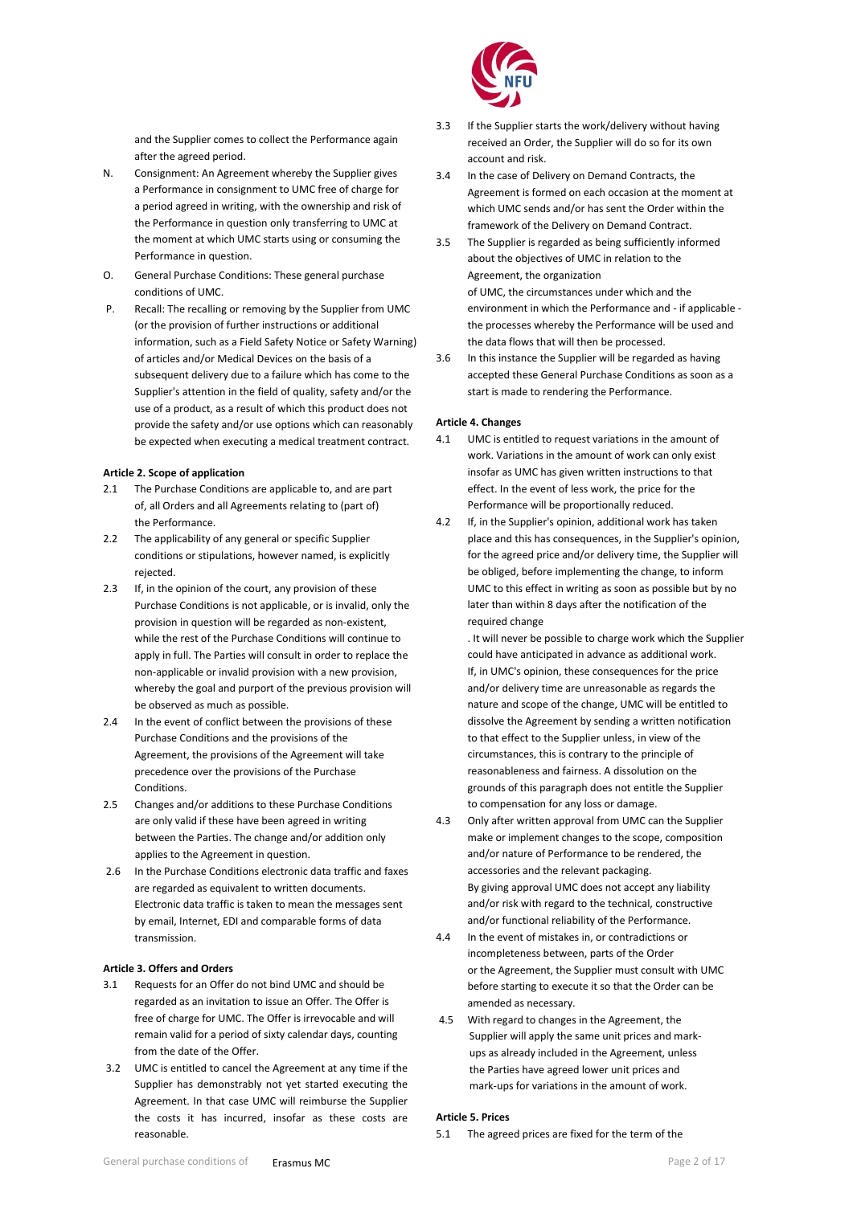and the Supplier comes to collect the Performance again after the agreed period.

N. Consignment: An Agreement whereby the Supplier gives a Performance in consignment to UMC free of charge for a period agreed in writing, with the ownership and risk of the Performance in question only transferring to UMC at the moment at which UMC starts using or consuming the Performance in question.

O. General Purchase Conditions: These general purchase conditions of UMC.

P. Recall: The recalling or removing by the Supplier from UMC (or the provision of further instructions or additional information, such as a Field Safety Notice or Safety Warning) of articles and/or Medical Devices on the basis of a subsequent delivery due to a failure which has come to the Supplier's attention in the field of quality, safety and/or the use of a product, as a result of which this product does not provide the safety and/or use options which can reasonably be expected when executing a medical treatment contract.

**Article 2. Scope of application**

2.1 The Purchase Conditions are applicable to, and are part of, all Orders and all Agreements relating to (part of) the Performance.

2.2 The applicability of any general or specific Supplier conditions or stipulations, however named, is explicitly rejected.

2.3 If, in the opinion of the court, any provision of these Purchase Conditions is not applicable, or is invalid, only the provision in question will be regarded as non-existent, while the rest of the Purchase Conditions will continue to apply in full. The Parties will consult in order to replace the non-applicable or invalid provision with a new provision, whereby the goal and purport of the previous provision will be observed as much as possible.

2.4 In the event of conflict between the provisions of these Purchase Conditions and the provisions of the Agreement, the provisions of the Agreement will take precedence over the provisions of the Purchase Conditions.

2.5 Changes and/or additions to these Purchase Conditions are only valid if these have been agreed in writing between the Parties. The change and/or addition only applies to the Agreement in question.

2.6 In the Purchase Conditions electronic data traffic and faxes are regarded as equivalent to written documents. Electronic data traffic is taken to mean the messages sent by email, Internet, EDI and comparable forms of data transmission.

**Article 3. Offers and Orders**

3.1 Requests for an Offer do not bind UMC and should be regarded as an invitation to issue an Offer. The Offer is free of charge for UMC. The Offer is irrevocable and will remain valid for a period of sixty calendar days, counting from the date of the Offer.

3.2 UMC is entitled to cancel the Agreement at any time if the Supplier has demonstrably not yet started executing the Agreement. In that case UMC will reimburse the Supplier the costs it has incurred, insofar as these costs are reasonable.

3.3 If the Supplier starts the work/delivery without having received an Order, the Supplier will do so for its own account and risk.

3.4 In the case of Delivery on Demand Contracts, the Agreement is formed on each occasion at the moment at which UMC sends and/or has sent the Order within the framework of the Delivery on Demand Contract.

3.5 The Supplier is regarded as being sufficiently informed about the objectives of UMC in relation to the Agreement, the organization of UMC, the circumstances under which and the environment in which the Performance and - if applicable - the processes whereby the Performance will be used and the data flows that will then be processed.

3.6 In this instance the Supplier will be regarded as having accepted these General Purchase Conditions as soon as a start is made to rendering the Performance.

**Article 4. Changes**

4.1 UMC is entitled to request variations in the amount of work. Variations in the amount of work can only exist insofar as UMC has given written instructions to that effect. In the event of less work, the price for the Performance will be proportionally reduced.

4.2 If, in the Supplier's opinion, additional work has taken place and this has consequences, in the Supplier's opinion, for the agreed price and/or delivery time, the Supplier will be obliged, before implementing the change, to inform UMC to this effect in writing as soon as possible but by no later than within 8 days after the notification of the required change. It will never be possible to charge work which the Supplier could have anticipated in advance as additional work. If, in UMC's opinion, these consequences for the price and/or delivery time are unreasonable as regards the nature and scope of the change, UMC will be entitled to dissolve the Agreement by sending a written notification to that effect to the Supplier unless, in view of the circumstances, this is contrary to the principle of reasonableness and fairness. A dissolution on the grounds of this paragraph does not entitle the Supplier to compensation for any loss or damage.

4.3 Only after written approval from UMC can the Supplier make or implement changes to the scope, composition and/or nature of Performance to be rendered, the accessories and the relevant packaging. By giving approval UMC does not accept any liability and/or risk with regard to the technical, constructive and/or functional reliability of the Performance.

4.4 In the event of mistakes in, or contradictions or incompleteness between, parts of the Order or the Agreement, the Supplier must consult with UMC before starting to execute it so that the Order can be amended as necessary.

4.5 With regard to changes in the Agreement, the Supplier will apply the same unit prices and mark-ups as already included in the Agreement, unless the Parties have agreed lower unit prices and mark-ups for variations in the amount of work.

**Article 5. Prices**

5.1 The agreed prices are fixed for the term of the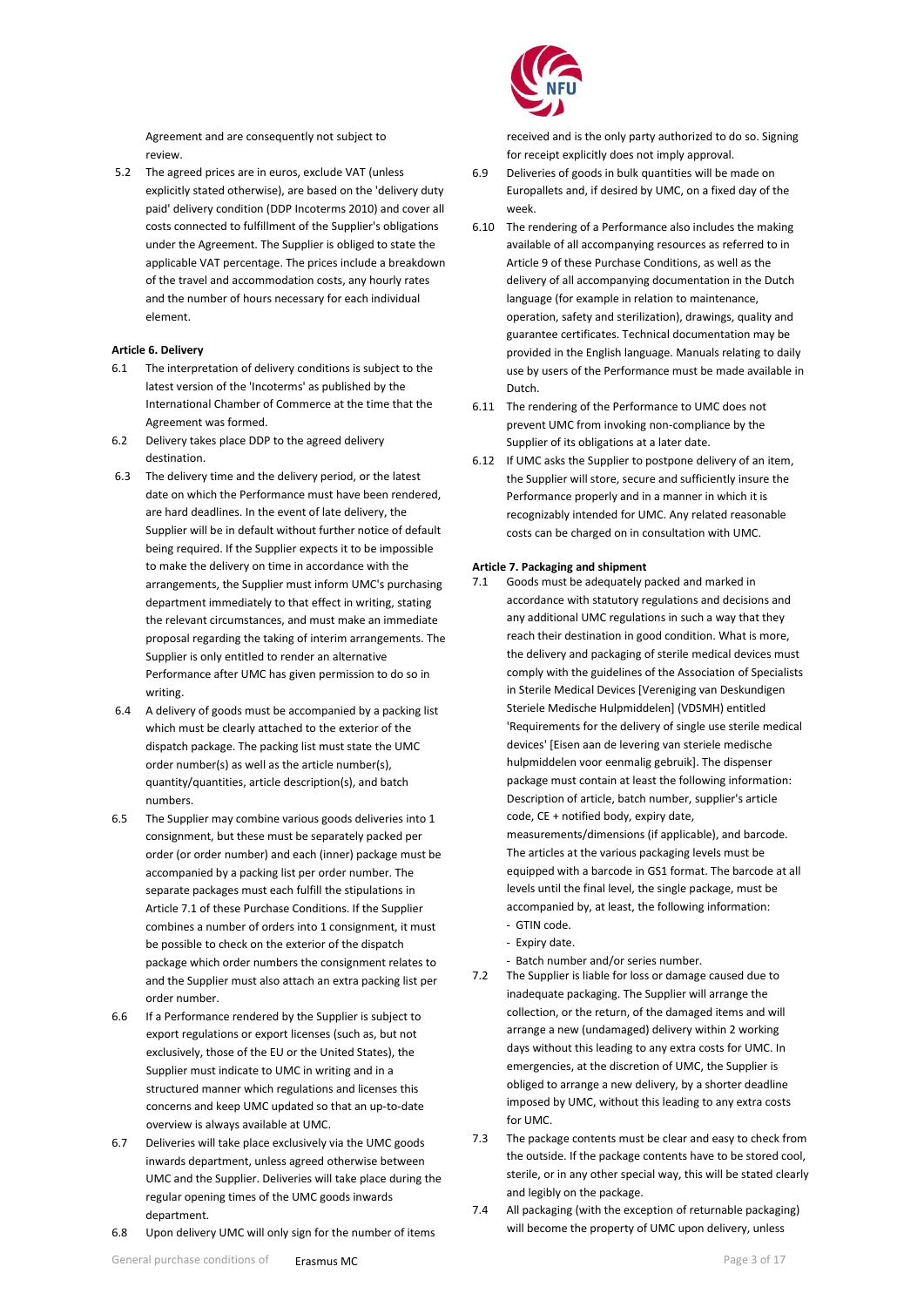Agreement and are consequently not subject to review.

5.2 The agreed prices are in euros, exclude VAT (unless explicitly stated otherwise), are based on the 'delivery duty paid' delivery condition (DDP Incoterms 2010) and cover all costs connected to fulfillment of the Supplier's obligations under the Agreement. The Supplier is obliged to state the applicable VAT percentage. The prices include a breakdown of the travel and accommodation costs, any hourly rates and the number of hours necessary for each individual element.

**Article 6. Delivery**

6.1 The interpretation of delivery conditions is subject to the latest version of the 'Incoterms' as published by the International Chamber of Commerce at the time that the Agreement was formed.

6.2 Delivery takes place DDP to the agreed delivery destination.

6.3 The delivery time and the delivery period, or the latest date on which the Performance must have been rendered, are hard deadlines. In the event of late delivery, the Supplier will be in default without further notice of default being required. If the Supplier expects it to be impossible to make the delivery on time in accordance with the arrangements, the Supplier must inform UMC's purchasing department immediately to that effect in writing, stating the relevant circumstances, and must make an immediate proposal regarding the taking of interim arrangements. The Supplier is only entitled to render an alternative Performance after UMC has given permission to do so in writing.

6.4 A delivery of goods must be accompanied by a packing list which must be clearly attached to the exterior of the dispatch package. The packing list must state the UMC order number(s) as well as the article number(s), quantity/quantities, article description(s), and batch numbers.

6.5 The Supplier may combine various goods deliveries into 1 consignment, but these must be separately packed per order (or order number) and each (inner) package must be accompanied by a packing list per order number. The separate packages must each fulfill the stipulations in Article 7.1 of these Purchase Conditions. If the Supplier combines a number of orders into 1 consignment, it must be possible to check on the exterior of the dispatch package which order numbers the consignment relates to and the Supplier must also attach an extra packing list per order number.

6.6 If a Performance rendered by the Supplier is subject to export regulations or export licenses (such as, but not exclusively, those of the EU or the United States), the Supplier must indicate to UMC in writing and in a structured manner which regulations and licenses this concerns and keep UMC updated so that an up-to-date overview is always available at UMC.

6.7 Deliveries will take place exclusively via the UMC goods inwards department, unless agreed otherwise between UMC and the Supplier. Deliveries will take place during the regular opening times of the UMC goods inwards department.

6.8 Upon delivery UMC will only sign for the number of items received and is the only party authorized to do so. Signing for receipt explicitly does not imply approval.

6.9 Deliveries of goods in bulk quantities will be made on Europallets and, if desired by UMC, on a fixed day of the week.

6.10 The rendering of a Performance also includes the making available of all accompanying resources as referred to in Article 9 of these Purchase Conditions, as well as the delivery of all accompanying documentation in the Dutch language (for example in relation to maintenance, operation, safety and sterilization), drawings, quality and guarantee certificates. Technical documentation may be provided in the English language. Manuals relating to daily use by users of the Performance must be made available in Dutch.

6.11 The rendering of the Performance to UMC does not prevent UMC from invoking non-compliance by the Supplier of its obligations at a later date.

6.12 If UMC asks the Supplier to postpone delivery of an item, the Supplier will store, secure and sufficiently insure the Performance properly and in a manner in which it is recognizably intended for UMC. Any related reasonable costs can be charged on in consultation with UMC.

**Article 7. Packaging and shipment**

7.1 Goods must be adequately packed and marked in accordance with statutory regulations and decisions and any additional UMC regulations in such a way that they reach their destination in good condition. What is more, the delivery and packaging of sterile medical devices must comply with the guidelines of the Association of Specialists in Sterile Medical Devices [Vereniging van Deskundigen Steriele Medische Hulpmiddelen] (VDSMH) entitled 'Requirements for the delivery of single use sterile medical devices' [Eisen aan de levering van steriele medische hulpmiddelen voor eenmalig gebruik]. The dispenser package must contain at least the following information: Description of article, batch number, supplier's article code, CE + notified body, expiry date, measurements/dimensions (if applicable), and barcode. The articles at the various packaging levels must be equipped with a barcode in GS1 format. The barcode at all levels until the final level, the single package, must be accompanied by, at least, the following information:
- GTIN code.
- Expiry date.
- Batch number and/or series number.

7.2 The Supplier is liable for loss or damage caused due to inadequate packaging. The Supplier will arrange the collection, or the return, of the damaged items and will arrange a new (undamaged) delivery within 2 working days without this leading to any extra costs for UMC. In emergencies, at the discretion of UMC, the Supplier is obliged to arrange a new delivery, by a shorter deadline imposed by UMC, without this leading to any extra costs for UMC.

7.3 The package contents must be clear and easy to check from the outside. If the package contents have to be stored cool, sterile, or in any other special way, this will be stated clearly and legibly on the package.

7.4 All packaging (with the exception of returnable packaging) will become the property of UMC upon delivery, unless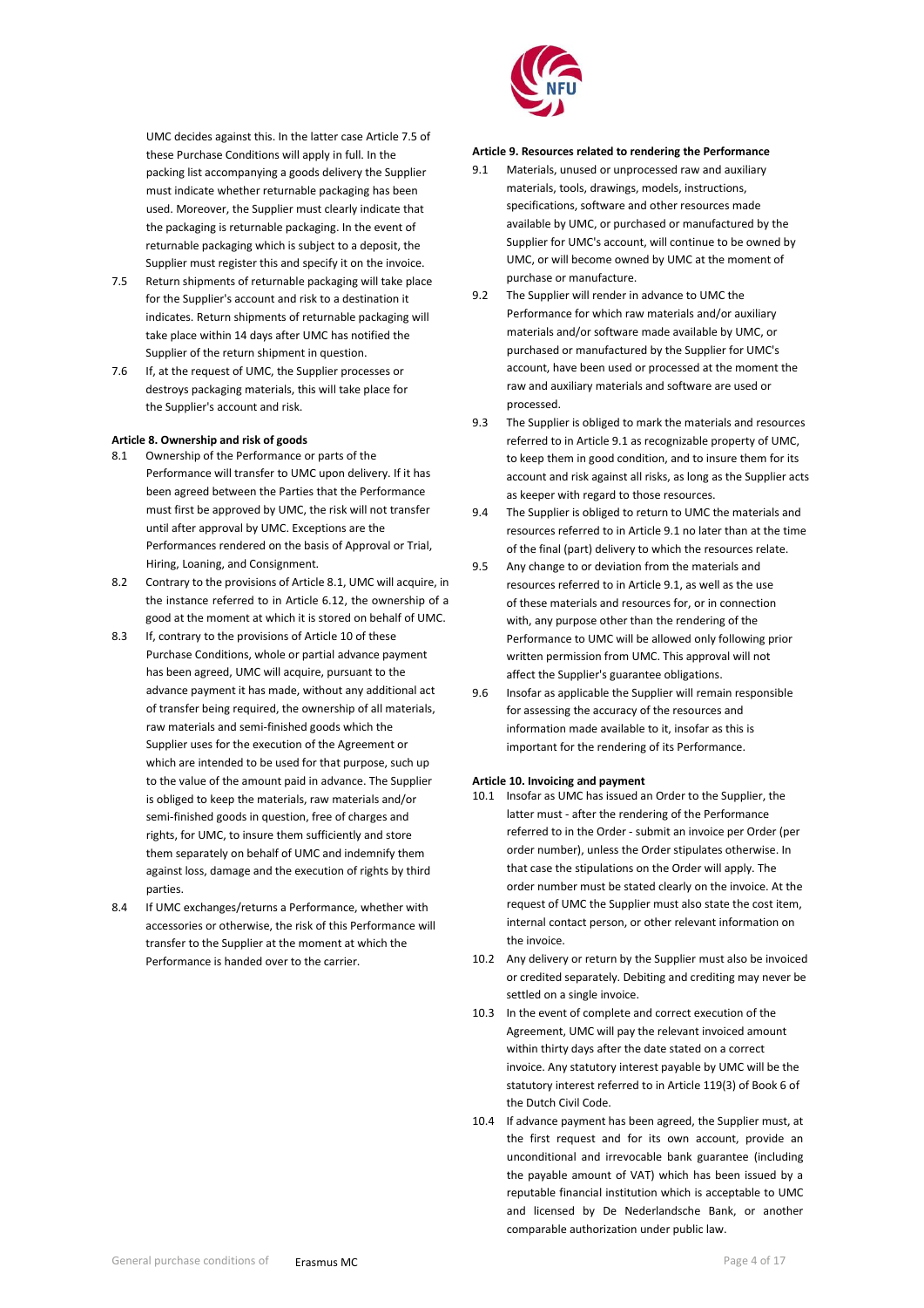UMC decides against this. In the latter case Article 7.5 of these Purchase Conditions will apply in full. In the packing list accompanying a goods delivery the Supplier must indicate whether returnable packaging has been used. Moreover, the Supplier must clearly indicate that the packaging is returnable packaging. In the event of returnable packaging which is subject to a deposit, the Supplier must register this and specify it on the invoice.

7.5 Return shipments of returnable packaging will take place for the Supplier's account and risk to a destination it indicates. Return shipments of returnable packaging will take place within 14 days after UMC has notified the Supplier of the return shipment in question.

7.6 If, at the request of UMC, the Supplier processes or destroys packaging materials, this will take place for the Supplier's account and risk.

**Article 8. Ownership and risk of goods**

8.1 Ownership of the Performance or parts of the Performance will transfer to UMC upon delivery. If it has been agreed between the Parties that the Performance must first be approved by UMC, the risk will not transfer until after approval by UMC. Exceptions are the Performances rendered on the basis of Approval or Trial, Hiring, Loaning, and Consignment.

8.2 Contrary to the provisions of Article 8.1, UMC will acquire, in the instance referred to in Article 6.12, the ownership of a good at the moment at which it is stored on behalf of UMC.

8.3 If, contrary to the provisions of Article 10 of these Purchase Conditions, whole or partial advance payment has been agreed, UMC will acquire, pursuant to the advance payment it has made, without any additional act of transfer being required, the ownership of all materials, raw materials and semi-finished goods which the Supplier uses for the execution of the Agreement or which are intended to be used for that purpose, such up to the value of the amount paid in advance. The Supplier is obliged to keep the materials, raw materials and/or semi-finished goods in question, free of charges and rights, for UMC, to insure them sufficiently and store them separately on behalf of UMC and indemnify them against loss, damage and the execution of rights by third parties.

8.4 If UMC exchanges/returns a Performance, whether with accessories or otherwise, the risk of this Performance will transfer to the Supplier at the moment at which the Performance is handed over to the carrier.

**Article 9. Resources related to rendering the Performance**

9.1 Materials, unused or unprocessed raw and auxiliary materials, tools, drawings, models, instructions, specifications, software and other resources made available by UMC, or purchased or manufactured by the Supplier for UMC's account, will continue to be owned by UMC, or will become owned by UMC at the moment of purchase or manufacture.

9.2 The Supplier will render in advance to UMC the Performance for which raw materials and/or auxiliary materials and/or software made available by UMC, or purchased or manufactured by the Supplier for UMC's account, have been used or processed at the moment the raw and auxiliary materials and software are used or processed.

9.3 The Supplier is obliged to mark the materials and resources referred to in Article 9.1 as recognizable property of UMC, to keep them in good condition, and to insure them for its account and risk against all risks, as long as the Supplier acts as keeper with regard to those resources.

9.4 The Supplier is obliged to return to UMC the materials and resources referred to in Article 9.1 no later than at the time of the final (part) delivery to which the resources relate.

9.5 Any change to or deviation from the materials and resources referred to in Article 9.1, as well as the use of these materials and resources for, or in connection with, any purpose other than the rendering of the Performance to UMC will be allowed only following prior written permission from UMC. This approval will not affect the Supplier's guarantee obligations.

9.6 Insofar as applicable the Supplier will remain responsible for assessing the accuracy of the resources and information made available to it, insofar as this is important for the rendering of its Performance.

**Article 10. Invoicing and payment**

10.1 Insofar as UMC has issued an Order to the Supplier, the latter must - after the rendering of the Performance referred to in the Order - submit an invoice per Order (per order number), unless the Order stipulates otherwise. In that case the stipulations on the Order will apply. The order number must be stated clearly on the invoice. At the request of UMC the Supplier must also state the cost item, internal contact person, or other relevant information on the invoice.

10.2 Any delivery or return by the Supplier must also be invoiced or credited separately. Debiting and crediting may never be settled on a single invoice.

10.3 In the event of complete and correct execution of the Agreement, UMC will pay the relevant invoiced amount within thirty days after the date stated on a correct invoice. Any statutory interest payable by UMC will be the statutory interest referred to in Article 119(3) of Book 6 of the Dutch Civil Code.

10.4 If advance payment has been agreed, the Supplier must, at the first request and for its own account, provide an unconditional and irrevocable bank guarantee (including the payable amount of VAT) which has been issued by a reputable financial institution which is acceptable to UMC and licensed by De Nederlandsche Bank, or another comparable authorization under public law.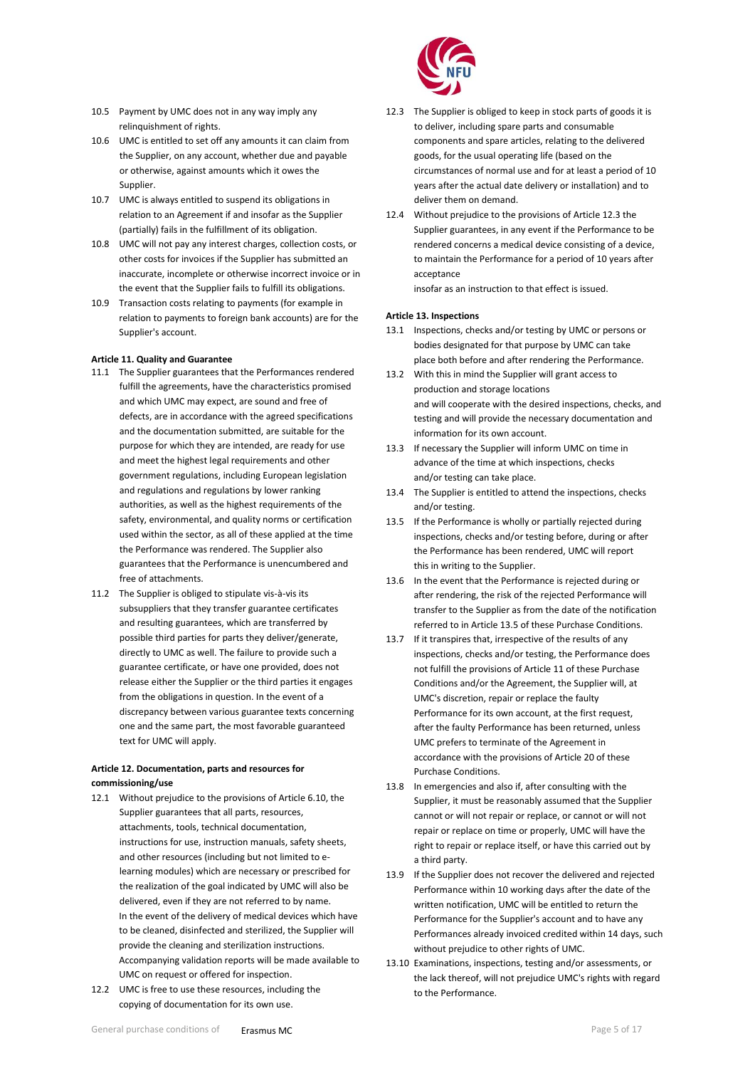10.5 Payment by UMC does not in any way imply any relinquishment of rights.

10.6 UMC is entitled to set off any amounts it can claim from the Supplier, on any account, whether due and payable or otherwise, against amounts which it owes the Supplier.

10.7 UMC is always entitled to suspend its obligations in relation to an Agreement if and insofar as the Supplier (partially) fails in the fulfillment of its obligation.

10.8 UMC will not pay any interest charges, collection costs, or other costs for invoices if the Supplier has submitted an inaccurate, incomplete or otherwise incorrect invoice or in the event that the Supplier fails to fulfill its obligations.

10.9 Transaction costs relating to payments (for example in relation to payments to foreign bank accounts) are for the Supplier's account.

**Article 11. Quality and Guarantee**

11.1 The Supplier guarantees that the Performances rendered fulfill the agreements, have the characteristics promised and which UMC may expect, are sound and free of defects, are in accordance with the agreed specifications and the documentation submitted, are suitable for the purpose for which they are intended, are ready for use and meet the highest legal requirements and other government regulations, including European legislation and regulations and regulations by lower ranking authorities, as well as the highest requirements of the safety, environmental, and quality norms or certification used within the sector, as all of these applied at the time the Performance was rendered. The Supplier also guarantees that the Performance is unencumbered and free of attachments.

11.2 The Supplier is obliged to stipulate vis-à-vis its subsuppliers that they transfer guarantee certificates and resulting guarantees, which are transferred by possible third parties for parts they deliver/generate, directly to UMC as well. The failure to provide such a guarantee certificate, or have one provided, does not release either the Supplier or the third parties it engages from the obligations in question. In the event of a discrepancy between various guarantee texts concerning one and the same part, the most favorable guaranteed text for UMC will apply.

**Article 12. Documentation, parts and resources for commissioning/use**

12.1 Without prejudice to the provisions of Article 6.10, the Supplier guarantees that all parts, resources, attachments, tools, technical documentation, instructions for use, instruction manuals, safety sheets, and other resources (including but not limited to e-learning modules) which are necessary or prescribed for the realization of the goal indicated by UMC will also be delivered, even if they are not referred to by name. In the event of the delivery of medical devices which have to be cleaned, disinfected and sterilized, the Supplier will provide the cleaning and sterilization instructions. Accompanying validation reports will be made available to UMC on request or offered for inspection.

12.2 UMC is free to use these resources, including the copying of documentation for its own use.

12.3 The Supplier is obliged to keep in stock parts of goods it is to deliver, including spare parts and consumable components and spare articles, relating to the delivered goods, for the usual operating life (based on the circumstances of normal use and for at least a period of 10 years after the actual date delivery or installation) and to deliver them on demand.

12.4 Without prejudice to the provisions of Article 12.3 the Supplier guarantees, in any event if the Performance to be rendered concerns a medical device consisting of a device, to maintain the Performance for a period of 10 years after acceptance
insofar as an instruction to that effect is issued.

**Article 13. Inspections**

13.1 Inspections, checks and/or testing by UMC or persons or bodies designated for that purpose by UMC can take place both before and after rendering the Performance.

13.2 With this in mind the Supplier will grant access to production and storage locations
and will cooperate with the desired inspections, checks, and testing and will provide the necessary documentation and information for its own account.

13.3 If necessary the Supplier will inform UMC on time in advance of the time at which inspections, checks and/or testing can take place.

13.4 The Supplier is entitled to attend the inspections, checks and/or testing.

13.5 If the Performance is wholly or partially rejected during inspections, checks and/or testing before, during or after the Performance has been rendered, UMC will report this in writing to the Supplier.

13.6 In the event that the Performance is rejected during or after rendering, the risk of the rejected Performance will transfer to the Supplier as from the date of the notification referred to in Article 13.5 of these Purchase Conditions.

13.7 If it transpires that, irrespective of the results of any inspections, checks and/or testing, the Performance does not fulfill the provisions of Article 11 of these Purchase Conditions and/or the Agreement, the Supplier will, at UMC's discretion, repair or replace the faulty Performance for its own account, at the first request, after the faulty Performance has been returned, unless UMC prefers to terminate of the Agreement in accordance with the provisions of Article 20 of these Purchase Conditions.

13.8 In emergencies and also if, after consulting with the Supplier, it must be reasonably assumed that the Supplier cannot or will not repair or replace, or cannot or will not repair or replace on time or properly, UMC will have the right to repair or replace itself, or have this carried out by a third party.

13.9 If the Supplier does not recover the delivered and rejected Performance within 10 working days after the date of the written notification, UMC will be entitled to return the Performance for the Supplier's account and to have any Performances already invoiced credited within 14 days, such without prejudice to other rights of UMC.

13.10 Examinations, inspections, testing and/or assessments, or the lack thereof, will not prejudice UMC's rights with regard to the Performance.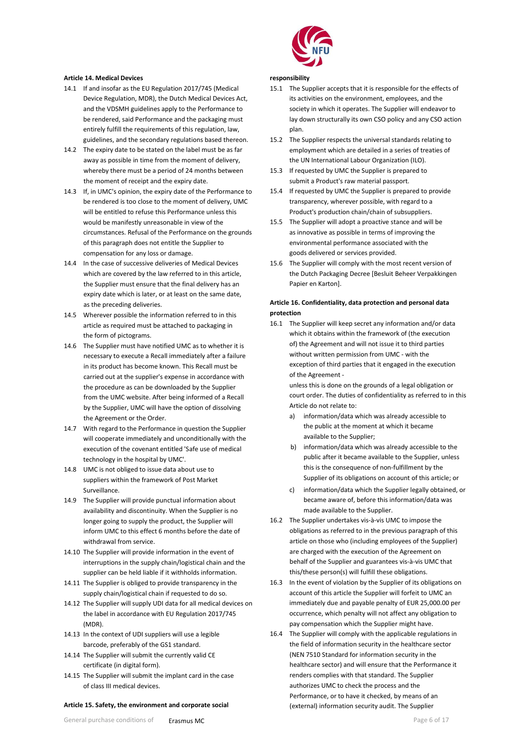**Article 14. Medical Devices**

14.1 If and insofar as the EU Regulation 2017/745 (Medical Device Regulation, MDR), the Dutch Medical Devices Act, and the VDSMH guidelines apply to the Performance to be rendered, said Performance and the packaging must entirely fulfill the requirements of this regulation, law, guidelines, and the secondary regulations based thereon.

14.2 The expiry date to be stated on the label must be as far away as possible in time from the moment of delivery, whereby there must be a period of 24 months between the moment of receipt and the expiry date.

14.3 If, in UMC's opinion, the expiry date of the Performance to be rendered is too close to the moment of delivery, UMC will be entitled to refuse this Performance unless this would be manifestly unreasonable in view of the circumstances. Refusal of the Performance on the grounds of this paragraph does not entitle the Supplier to compensation for any loss or damage.

14.4 In the case of successive deliveries of Medical Devices which are covered by the law referred to in this article, the Supplier must ensure that the final delivery has an expiry date which is later, or at least on the same date, as the preceding deliveries.

14.5 Wherever possible the information referred to in this article as required must be attached to packaging in the form of pictograms.

14.6 The Supplier must have notified UMC as to whether it is necessary to execute a Recall immediately after a failure in its product has become known. This Recall must be carried out at the supplier's expense in accordance with the procedure as can be downloaded by the Supplier from the UMC website. After being informed of a Recall by the Supplier, UMC will have the option of dissolving the Agreement or the Order.

14.7 With regard to the Performance in question the Supplier will cooperate immediately and unconditionally with the execution of the covenant entitled 'Safe use of medical technology in the hospital by UMC'.

14.8 UMC is not obliged to issue data about use to suppliers within the framework of Post Market Surveillance.

14.9 The Supplier will provide punctual information about availability and discontinuity. When the Supplier is no longer going to supply the product, the Supplier will inform UMC to this effect 6 months before the date of withdrawal from service.

14.10 The Supplier will provide information in the event of interruptions in the supply chain/logistical chain and the supplier can be held liable if it withholds information.

14.11 The Supplier is obliged to provide transparency in the supply chain/logistical chain if requested to do so.

14.12 The Supplier will supply UDI data for all medical devices on the label in accordance with EU Regulation 2017/745 (MDR).

14.13 In the context of UDI suppliers will use a legible barcode, preferably of the GS1 standard.

14.14 The Supplier will submit the currently valid CE certificate (in digital form).

14.15 The Supplier will submit the implant card in the case of class III medical devices.

**Article 15. Safety, the environment and corporate social responsibility**

15.1 The Supplier accepts that it is responsible for the effects of its activities on the environment, employees, and the society in which it operates. The Supplier will endeavor to lay down structurally its own CSO policy and any CSO action plan.

15.2 The Supplier respects the universal standards relating to employment which are detailed in a series of treaties of the UN International Labour Organization (ILO).

15.3 If requested by UMC the Supplier is prepared to submit a Product's raw material passport.

15.4 If requested by UMC the Supplier is prepared to provide transparency, wherever possible, with regard to a Product's production chain/chain of subsuppliers.

15.5 The Supplier will adopt a proactive stance and will be as innovative as possible in terms of improving the environmental performance associated with the goods delivered or services provided.

15.6 The Supplier will comply with the most recent version of the Dutch Packaging Decree [Besluit Beheer Verpakkingen Papier en Karton].

**Article 16. Confidentiality, data protection and personal data protection**

16.1 The Supplier will keep secret any information and/or data which it obtains within the framework of (the execution of) the Agreement and will not issue it to third parties without written permission from UMC - with the exception of third parties that it engaged in the execution of the Agreement -
unless this is done on the grounds of a legal obligation or court order. The duties of confidentiality as referred to in this Article do not relate to:

a) information/data which was already accessible to the public at the moment at which it became available to the Supplier;
b) information/data which was already accessible to the public after it became available to the Supplier, unless this is the consequence of non-fulfillment by the Supplier of its obligations on account of this article; or
c) information/data which the Supplier legally obtained, or became aware of, before this information/data was made available to the Supplier.

16.2 The Supplier undertakes vis-à-vis UMC to impose the obligations as referred to in the previous paragraph of this article on those who (including employees of the Supplier) are charged with the execution of the Agreement on behalf of the Supplier and guarantees vis-à-vis UMC that this/these person(s) will fulfill these obligations.

16.3 In the event of violation by the Supplier of its obligations on account of this article the Supplier will forfeit to UMC an immediately due and payable penalty of EUR 25,000.00 per occurrence, which penalty will not affect any obligation to pay compensation which the Supplier might have.

16.4 The Supplier will comply with the applicable regulations in the field of information security in the healthcare sector (NEN 7510 Standard for information security in the healthcare sector) and will ensure that the Performance it renders complies with that standard. The Supplier authorizes UMC to check the process and the Performance, or to have it checked, by means of an (external) information security audit. The Supplier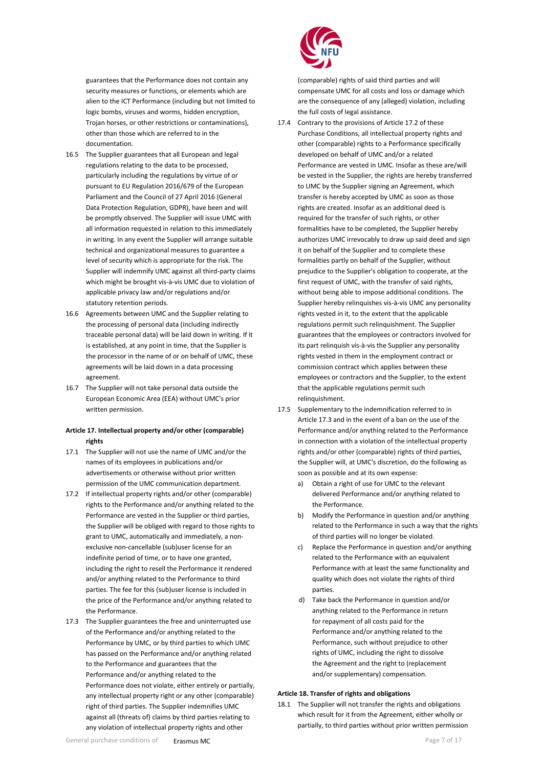guarantees that the Performance does not contain any security measures or functions, or elements which are alien to the ICT Performance (including but not limited to logic bombs, viruses and worms, hidden encryption, Trojan horses, or other restrictions or contaminations), other than those which are referred to in the documentation.

16.5 The Supplier guarantees that all European and legal regulations relating to the data to be processed, particularly including the regulations by virtue of or pursuant to EU Regulation 2016/679 of the European Parliament and the Council of 27 April 2016 (General Data Protection Regulation, GDPR), have been and will be promptly observed. The Supplier will issue UMC with all information requested in relation to this immediately in writing. In any event the Supplier will arrange suitable technical and organizational measures to guarantee a level of security which is appropriate for the risk. The Supplier will indemnify UMC against all third-party claims which might be brought vis-à-vis UMC due to violation of applicable privacy law and/or regulations and/or statutory retention periods.

16.6 Agreements between UMC and the Supplier relating to the processing of personal data (including indirectly traceable personal data) will be laid down in writing. If it is established, at any point in time, that the Supplier is the processor in the name of or on behalf of UMC, these agreements will be laid down in a data processing agreement.

16.7 The Supplier will not take personal data outside the European Economic Area (EEA) without UMC's prior written permission.

**Article 17. Intellectual property and/or other (comparable) rights**

17.1 The Supplier will not use the name of UMC and/or the names of its employees in publications and/or advertisements or otherwise without prior written permission of the UMC communication department.

17.2 If intellectual property rights and/or other (comparable) rights to the Performance and/or anything related to the Performance are vested in the Supplier or third parties, the Supplier will be obliged with regard to those rights to grant to UMC, automatically and immediately, a non-exclusive non-cancellable (sub)user license for an indefinite period of time, or to have one granted, including the right to resell the Performance it rendered and/or anything related to the Performance to third parties. The fee for this (sub)user license is included in the price of the Performance and/or anything related to the Performance.

17.3 The Supplier guarantees the free and uninterrupted use of the Performance and/or anything related to the Performance by UMC, or by third parties to which UMC has passed on the Performance and/or anything related to the Performance and guarantees that the Performance and/or anything related to the Performance does not violate, either entirely or partially, any intellectual property right or any other (comparable) right of third parties. The Supplier indemnifies UMC against all (threats of) claims by third parties relating to any violation of intellectual property rights and other (comparable) rights of said third parties and will compensate UMC for all costs and loss or damage which are the consequence of any (alleged) violation, including the full costs of legal assistance.

17.4 Contrary to the provisions of Article 17.2 of these Purchase Conditions, all intellectual property rights and other (comparable) rights to a Performance specifically developed on behalf of UMC and/or a related Performance are vested in UMC. Insofar as these are/will be vested in the Supplier, the rights are hereby transferred to UMC by the Supplier signing an Agreement, which transfer is hereby accepted by UMC as soon as those rights are created. Insofar as an additional deed is required for the transfer of such rights, or other formalities have to be completed, the Supplier hereby authorizes UMC irrevocably to draw up said deed and sign it on behalf of the Supplier and to complete these formalities partly on behalf of the Supplier, without prejudice to the Supplier's obligation to cooperate, at the first request of UMC, with the transfer of said rights, without being able to impose additional conditions. The Supplier hereby relinquishes vis-à-vis UMC any personality rights vested in it, to the extent that the applicable regulations permit such relinquishment. The Supplier guarantees that the employees or contractors involved for its part relinquish vis-à-vis the Supplier any personality rights vested in them in the employment contract or commission contract which applies between these employees or contractors and the Supplier, to the extent that the applicable regulations permit such relinquishment.

17.5 Supplementary to the indemnification referred to in Article 17.3 and in the event of a ban on the use of the Performance and/or anything related to the Performance in connection with a violation of the intellectual property rights and/or other (comparable) rights of third parties, the Supplier will, at UMC's discretion, do the following as soon as possible and at its own expense:

a) Obtain a right of use for UMC to the relevant delivered Performance and/or anything related to the Performance.
b) Modify the Performance in question and/or anything related to the Performance in such a way that the rights of third parties will no longer be violated.
c) Replace the Performance in question and/or anything related to the Performance with an equivalent Performance with at least the same functionality and quality which does not violate the rights of third parties.
d) Take back the Performance in question and/or anything related to the Performance in return for repayment of all costs paid for the Performance and/or anything related to the Performance, such without prejudice to other rights of UMC, including the right to dissolve the Agreement and the right to (replacement and/or supplementary) compensation.

**Article 18. Transfer of rights and obligations**

18.1 The Supplier will not transfer the rights and obligations which result for it from the Agreement, either wholly or partially, to third parties without prior written permission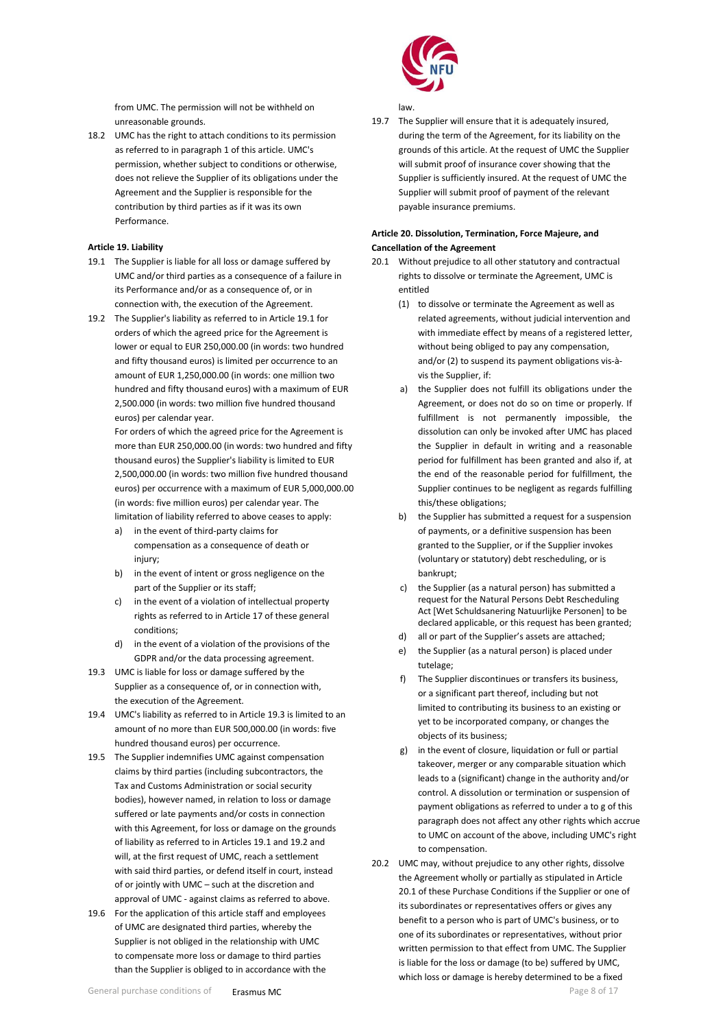from UMC. The permission will not be withheld on unreasonable grounds.

18.2 UMC has the right to attach conditions to its permission as referred to in paragraph 1 of this article. UMC's permission, whether subject to conditions or otherwise, does not relieve the Supplier of its obligations under the Agreement and the Supplier is responsible for the contribution by third parties as if it was its own Performance.

**Article 19. Liability**

19.1 The Supplier is liable for all loss or damage suffered by UMC and/or third parties as a consequence of a failure in its Performance and/or as a consequence of, or in connection with, the execution of the Agreement.

19.2 The Supplier's liability as referred to in Article 19.1 for orders of which the agreed price for the Agreement is lower or equal to EUR 250,000.00 (in words: two hundred and fifty thousand euros) is limited per occurrence to an amount of EUR 1,250,000.00 (in words: one million two hundred and fifty thousand euros) with a maximum of EUR 2,500.000 (in words: two million five hundred thousand euros) per calendar year.

For orders of which the agreed price for the Agreement is more than EUR 250,000.00 (in words: two hundred and fifty thousand euros) the Supplier's liability is limited to EUR 2,500,000.00 (in words: two million five hundred thousand euros) per occurrence with a maximum of EUR 5,000,000.00 (in words: five million euros) per calendar year. The limitation of liability referred to above ceases to apply:

a) in the event of third-party claims for compensation as a consequence of death or injury;
b) in the event of intent or gross negligence on the part of the Supplier or its staff;
c) in the event of a violation of intellectual property rights as referred to in Article 17 of these general conditions;
d) in the event of a violation of the provisions of the GDPR and/or the data processing agreement.

19.3 UMC is liable for loss or damage suffered by the Supplier as a consequence of, or in connection with, the execution of the Agreement.

19.4 UMC's liability as referred to in Article 19.3 is limited to an amount of no more than EUR 500,000.00 (in words: five hundred thousand euros) per occurrence.

19.5 The Supplier indemnifies UMC against compensation claims by third parties (including subcontractors, the Tax and Customs Administration or social security bodies), however named, in relation to loss or damage suffered or late payments and/or costs in connection with this Agreement, for loss or damage on the grounds of liability as referred to in Articles 19.1 and 19.2 and will, at the first request of UMC, reach a settlement with said third parties, or defend itself in court, instead of or jointly with UMC – such at the discretion and approval of UMC - against claims as referred to above.

19.6 For the application of this article staff and employees of UMC are designated third parties, whereby the Supplier is not obliged in the relationship with UMC to compensate more loss or damage to third parties than the Supplier is obliged to in accordance with the law.

19.7 The Supplier will ensure that it is adequately insured, during the term of the Agreement, for its liability on the grounds of this article. At the request of UMC the Supplier will submit proof of insurance cover showing that the Supplier is sufficiently insured. At the request of UMC the Supplier will submit proof of payment of the relevant payable insurance premiums.

**Article 20. Dissolution, Termination, Force Majeure, and Cancellation of the Agreement**

20.1 Without prejudice to all other statutory and contractual rights to dissolve or terminate the Agreement, UMC is entitled

(1) to dissolve or terminate the Agreement as well as related agreements, without judicial intervention and with immediate effect by means of a registered letter, without being obliged to pay any compensation, and/or (2) to suspend its payment obligations vis-à-vis the Supplier, if:

a) the Supplier does not fulfill its obligations under the Agreement, or does not do so on time or properly. If fulfillment is not permanently impossible, the dissolution can only be invoked after UMC has placed the Supplier in default in writing and a reasonable period for fulfillment has been granted and also if, at the end of the reasonable period for fulfillment, the Supplier continues to be negligent as regards fulfilling this/these obligations;
b) the Supplier has submitted a request for a suspension of payments, or a definitive suspension has been granted to the Supplier, or if the Supplier invokes (voluntary or statutory) debt rescheduling, or is bankrupt;
c) the Supplier (as a natural person) has submitted a request for the Natural Persons Debt Rescheduling Act [Wet Schuldsanering Natuurlijke Personen] to be declared applicable, or this request has been granted;
d) all or part of the Supplier's assets are attached;
e) the Supplier (as a natural person) is placed under tutelage;
f) The Supplier discontinues or transfers its business, or a significant part thereof, including but not limited to contributing its business to an existing or yet to be incorporated company, or changes the objects of its business;
g) in the event of closure, liquidation or full or partial takeover, merger or any comparable situation which leads to a (significant) change in the authority and/or control. A dissolution or termination or suspension of payment obligations as referred to under a to g of this paragraph does not affect any other rights which accrue to UMC on account of the above, including UMC's right to compensation.

20.2 UMC may, without prejudice to any other rights, dissolve the Agreement wholly or partially as stipulated in Article 20.1 of these Purchase Conditions if the Supplier or one of its subordinates or representatives offers or gives any benefit to a person who is part of UMC's business, or to one of its subordinates or representatives, without prior written permission to that effect from UMC. The Supplier is liable for the loss or damage (to be) suffered by UMC, which loss or damage is hereby determined to be a fixed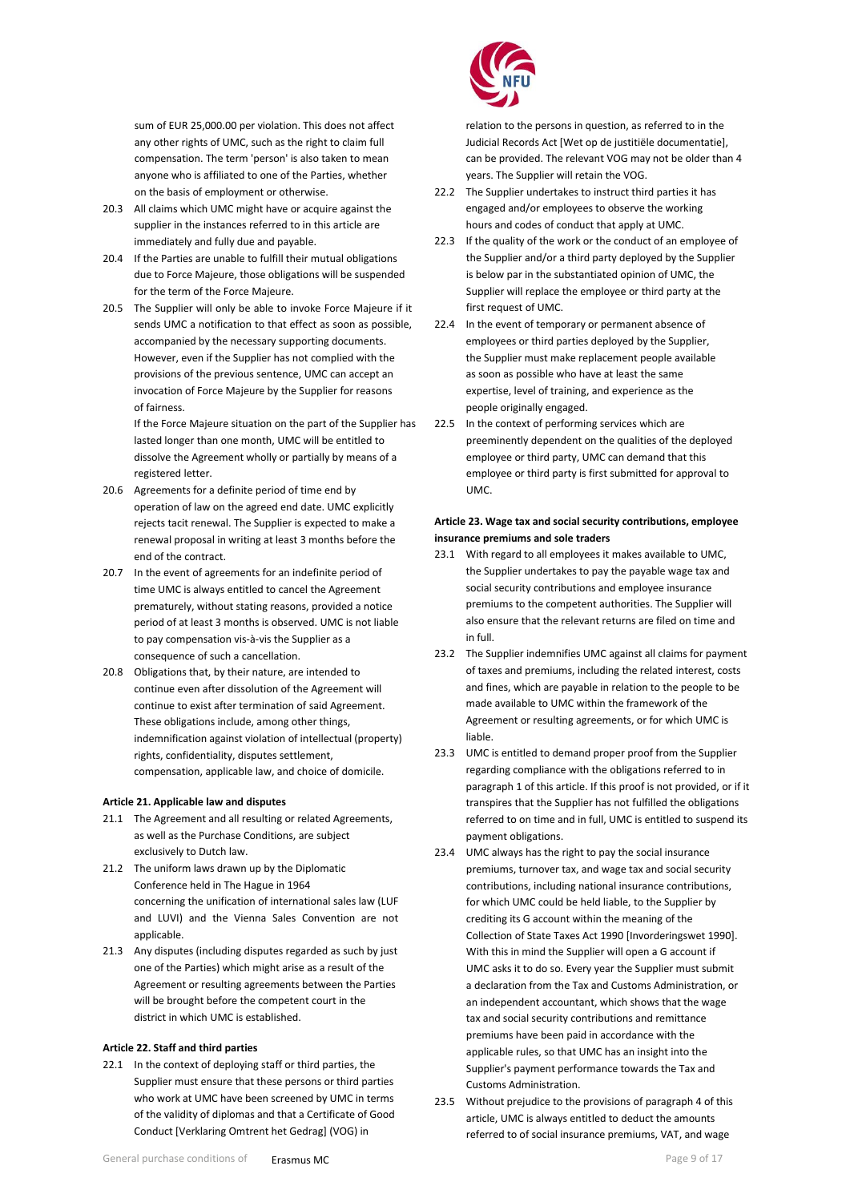sum of EUR 25,000.00 per violation. This does not affect any other rights of UMC, such as the right to claim full compensation. The term 'person' is also taken to mean anyone who is affiliated to one of the Parties, whether on the basis of employment or otherwise.

20.3 All claims which UMC might have or acquire against the supplier in the instances referred to in this article are immediately and fully due and payable.

20.4 If the Parties are unable to fulfill their mutual obligations due to Force Majeure, those obligations will be suspended for the term of the Force Majeure.

20.5 The Supplier will only be able to invoke Force Majeure if it sends UMC a notification to that effect as soon as possible, accompanied by the necessary supporting documents. However, even if the Supplier has not complied with the provisions of the previous sentence, UMC can accept an invocation of Force Majeure by the Supplier for reasons of fairness.
If the Force Majeure situation on the part of the Supplier has lasted longer than one month, UMC will be entitled to dissolve the Agreement wholly or partially by means of a registered letter.

20.6 Agreements for a definite period of time end by operation of law on the agreed end date. UMC explicitly rejects tacit renewal. The Supplier is expected to make a renewal proposal in writing at least 3 months before the end of the contract.

20.7 In the event of agreements for an indefinite period of time UMC is always entitled to cancel the Agreement prematurely, without stating reasons, provided a notice period of at least 3 months is observed. UMC is not liable to pay compensation vis-à-vis the Supplier as a consequence of such a cancellation.

20.8 Obligations that, by their nature, are intended to continue even after dissolution of the Agreement will continue to exist after termination of said Agreement. These obligations include, among other things, indemnification against violation of intellectual (property) rights, confidentiality, disputes settlement, compensation, applicable law, and choice of domicile.

**Article 21. Applicable law and disputes**

21.1 The Agreement and all resulting or related Agreements, as well as the Purchase Conditions, are subject exclusively to Dutch law.

21.2 The uniform laws drawn up by the Diplomatic Conference held in The Hague in 1964 concerning the unification of international sales law (LUF and LUVI) and the Vienna Sales Convention are not applicable.

21.3 Any disputes (including disputes regarded as such by just one of the Parties) which might arise as a result of the Agreement or resulting agreements between the Parties will be brought before the competent court in the district in which UMC is established.

**Article 22. Staff and third parties**

22.1 In the context of deploying staff or third parties, the Supplier must ensure that these persons or third parties who work at UMC have been screened by UMC in terms of the validity of diplomas and that a Certificate of Good Conduct [Verklaring Omtrent het Gedrag] (VOG) in relation to the persons in question, as referred to in the Judicial Records Act [Wet op de justitiële documentatie], can be provided. The relevant VOG may not be older than 4 years. The Supplier will retain the VOG.

22.2 The Supplier undertakes to instruct third parties it has engaged and/or employees to observe the working hours and codes of conduct that apply at UMC.

22.3 If the quality of the work or the conduct of an employee of the Supplier and/or a third party deployed by the Supplier is below par in the substantiated opinion of UMC, the Supplier will replace the employee or third party at the first request of UMC.

22.4 In the event of temporary or permanent absence of employees or third parties deployed by the Supplier, the Supplier must make replacement people available as soon as possible who have at least the same expertise, level of training, and experience as the people originally engaged.

22.5 In the context of performing services which are preeminently dependent on the qualities of the deployed employee or third party, UMC can demand that this employee or third party is first submitted for approval to UMC.

**Article 23. Wage tax and social security contributions, employee insurance premiums and sole traders**

23.1 With regard to all employees it makes available to UMC, the Supplier undertakes to pay the payable wage tax and social security contributions and employee insurance premiums to the competent authorities. The Supplier will also ensure that the relevant returns are filed on time and in full.

23.2 The Supplier indemnifies UMC against all claims for payment of taxes and premiums, including the related interest, costs and fines, which are payable in relation to the people to be made available to UMC within the framework of the Agreement or resulting agreements, or for which UMC is liable.

23.3 UMC is entitled to demand proper proof from the Supplier regarding compliance with the obligations referred to in paragraph 1 of this article. If this proof is not provided, or if it transpires that the Supplier has not fulfilled the obligations referred to on time and in full, UMC is entitled to suspend its payment obligations.

23.4 UMC always has the right to pay the social insurance premiums, turnover tax, and wage tax and social security contributions, including national insurance contributions, for which UMC could be held liable, to the Supplier by crediting its G account within the meaning of the Collection of State Taxes Act 1990 [Invorderingswet 1990]. With this in mind the Supplier will open a G account if UMC asks it to do so. Every year the Supplier must submit a declaration from the Tax and Customs Administration, or an independent accountant, which shows that the wage tax and social security contributions and remittance premiums have been paid in accordance with the applicable rules, so that UMC has an insight into the Supplier's payment performance towards the Tax and Customs Administration.

23.5 Without prejudice to the provisions of paragraph 4 of this article, UMC is always entitled to deduct the amounts referred to of social insurance premiums, VAT, and wage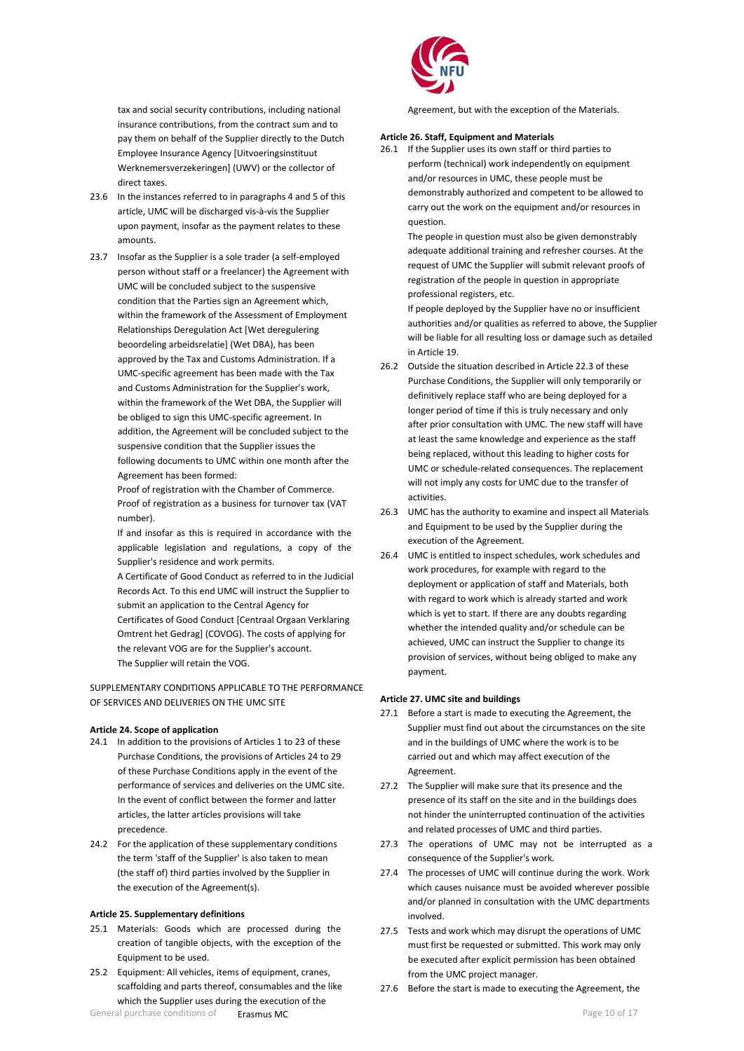tax and social security contributions, including national insurance contributions, from the contract sum and to pay them on behalf of the Supplier directly to the Dutch Employee Insurance Agency [Uitvoeringsinstituut Werknemersverzekeringen] (UWV) or the collector of direct taxes.

23.6 In the instances referred to in paragraphs 4 and 5 of this article, UMC will be discharged vis-à-vis the Supplier upon payment, insofar as the payment relates to these amounts.

23.7 Insofar as the Supplier is a sole trader (a self-employed person without staff or a freelancer) the Agreement with UMC will be concluded subject to the suspensive condition that the Parties sign an Agreement which, within the framework of the Assessment of Employment Relationships Deregulation Act [Wet deregulering beoordeling arbeidsrelatie] (Wet DBA), has been approved by the Tax and Customs Administration. If a UMC-specific agreement has been made with the Tax and Customs Administration for the Supplier's work, within the framework of the Wet DBA, the Supplier will be obliged to sign this UMC-specific agreement. In addition, the Agreement will be concluded subject to the suspensive condition that the Supplier issues the following documents to UMC within one month after the Agreement has been formed:
Proof of registration with the Chamber of Commerce.
Proof of registration as a business for turnover tax (VAT number).
If and insofar as this is required in accordance with the applicable legislation and regulations, a copy of the Supplier's residence and work permits.
A Certificate of Good Conduct as referred to in the Judicial Records Act. To this end UMC will instruct the Supplier to submit an application to the Central Agency for Certificates of Good Conduct [Centraal Orgaan Verklaring Omtrent het Gedrag] (COVOG). The costs of applying for the relevant VOG are for the Supplier's account.
The Supplier will retain the VOG.

SUPPLEMENTARY CONDITIONS APPLICABLE TO THE PERFORMANCE OF SERVICES AND DELIVERIES ON THE UMC SITE

**Article 24. Scope of application**

24.1 In addition to the provisions of Articles 1 to 23 of these Purchase Conditions, the provisions of Articles 24 to 29 of these Purchase Conditions apply in the event of the performance of services and deliveries on the UMC site. In the event of conflict between the former and latter articles, the latter articles provisions will take precedence.

24.2 For the application of these supplementary conditions the term 'staff of the Supplier' is also taken to mean (the staff of) third parties involved by the Supplier in the execution of the Agreement(s).

**Article 25. Supplementary definitions**

25.1 Materials: Goods which are processed during the creation of tangible objects, with the exception of the Equipment to be used.

25.2 Equipment: All vehicles, items of equipment, cranes, scaffolding and parts thereof, consumables and the like which the Supplier uses during the execution of the Agreement, but with the exception of the Materials.

**Article 26. Staff, Equipment and Materials**

26.1 If the Supplier uses its own staff or third parties to perform (technical) work independently on equipment and/or resources in UMC, these people must be demonstrably authorized and competent to be allowed to carry out the work on the equipment and/or resources in question.
The people in question must also be given demonstrably adequate additional training and refresher courses. At the request of UMC the Supplier will submit relevant proofs of registration of the people in question in appropriate professional registers, etc.
If people deployed by the Supplier have no or insufficient authorities and/or qualities as referred to above, the Supplier will be liable for all resulting loss or damage such as detailed in Article 19.

26.2 Outside the situation described in Article 22.3 of these Purchase Conditions, the Supplier will only temporarily or definitively replace staff who are being deployed for a longer period of time if this is truly necessary and only after prior consultation with UMC. The new staff will have at least the same knowledge and experience as the staff being replaced, without this leading to higher costs for UMC or schedule-related consequences. The replacement will not imply any costs for UMC due to the transfer of activities.

26.3 UMC has the authority to examine and inspect all Materials and Equipment to be used by the Supplier during the execution of the Agreement.

26.4 UMC is entitled to inspect schedules, work schedules and work procedures, for example with regard to the deployment or application of staff and Materials, both with regard to work which is already started and work which is yet to start. If there are any doubts regarding whether the intended quality and/or schedule can be achieved, UMC can instruct the Supplier to change its provision of services, without being obliged to make any payment.

**Article 27. UMC site and buildings**

27.1 Before a start is made to executing the Agreement, the Supplier must find out about the circumstances on the site and in the buildings of UMC where the work is to be carried out and which may affect execution of the Agreement.

27.2 The Supplier will make sure that its presence and the presence of its staff on the site and in the buildings does not hinder the uninterrupted continuation of the activities and related processes of UMC and third parties.

27.3 The operations of UMC may not be interrupted as a consequence of the Supplier's work.

27.4 The processes of UMC will continue during the work. Work which causes nuisance must be avoided wherever possible and/or planned in consultation with the UMC departments involved.

27.5 Tests and work which may disrupt the operations of UMC must first be requested or submitted. This work may only be executed after explicit permission has been obtained from the UMC project manager.

27.6 Before the start is made to executing the Agreement, the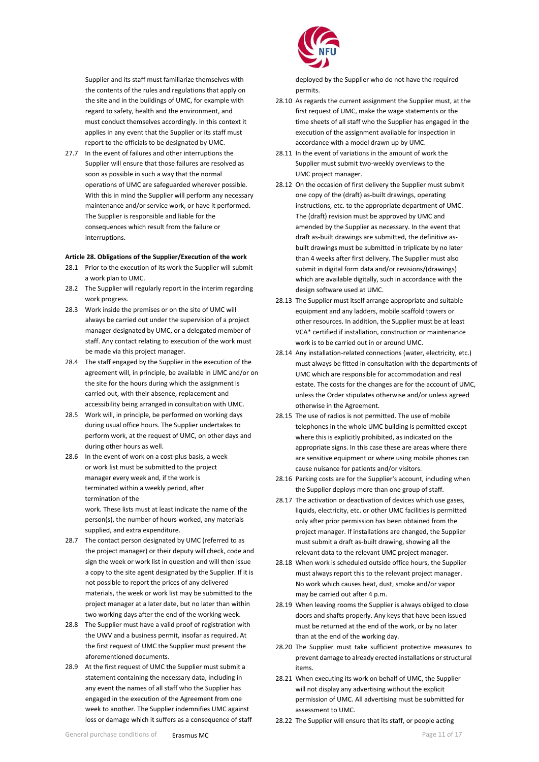Supplier and its staff must familiarize themselves with the contents of the rules and regulations that apply on the site and in the buildings of UMC, for example with regard to safety, health and the environment, and must conduct themselves accordingly. In this context it applies in any event that the Supplier or its staff must report to the officials to be designated by UMC.

27.7 In the event of failures and other interruptions the Supplier will ensure that those failures are resolved as soon as possible in such a way that the normal operations of UMC are safeguarded wherever possible. With this in mind the Supplier will perform any necessary maintenance and/or service work, or have it performed. The Supplier is responsible and liable for the consequences which result from the failure or interruptions.

**Article 28. Obligations of the Supplier/Execution of the work**

28.1 Prior to the execution of its work the Supplier will submit a work plan to UMC.

28.2 The Supplier will regularly report in the interim regarding work progress.

28.3 Work inside the premises or on the site of UMC will always be carried out under the supervision of a project manager designated by UMC, or a delegated member of staff. Any contact relating to execution of the work must be made via this project manager.

28.4 The staff engaged by the Supplier in the execution of the agreement will, in principle, be available in UMC and/or on the site for the hours during which the assignment is carried out, with their absence, replacement and accessibility being arranged in consultation with UMC.

28.5 Work will, in principle, be performed on working days during usual office hours. The Supplier undertakes to perform work, at the request of UMC, on other days and during other hours as well.

28.6 In the event of work on a cost-plus basis, a week or work list must be submitted to the project manager every week and, if the work is terminated within a weekly period, after termination of the work. These lists must at least indicate the name of the person(s), the number of hours worked, any materials supplied, and extra expenditure.

28.7 The contact person designated by UMC (referred to as the project manager) or their deputy will check, code and sign the week or work list in question and will then issue a copy to the site agent designated by the Supplier. If it is not possible to report the prices of any delivered materials, the week or work list may be submitted to the project manager at a later date, but no later than within two working days after the end of the working week.

28.8 The Supplier must have a valid proof of registration with the UWV and a business permit, insofar as required. At the first request of UMC the Supplier must present the aforementioned documents.

28.9 At the first request of UMC the Supplier must submit a statement containing the necessary data, including in any event the names of all staff who the Supplier has engaged in the execution of the Agreement from one week to another. The Supplier indemnifies UMC against loss or damage which it suffers as a consequence of staff deployed by the Supplier who do not have the required permits.

28.10 As regards the current assignment the Supplier must, at the first request of UMC, make the wage statements or the time sheets of all staff who the Supplier has engaged in the execution of the assignment available for inspection in accordance with a model drawn up by UMC.

28.11 In the event of variations in the amount of work the Supplier must submit two-weekly overviews to the UMC project manager.

28.12 On the occasion of first delivery the Supplier must submit one copy of the (draft) as-built drawings, operating instructions, etc. to the appropriate department of UMC. The (draft) revision must be approved by UMC and amended by the Supplier as necessary. In the event that draft as-built drawings are submitted, the definitive as-built drawings must be submitted in triplicate by no later than 4 weeks after first delivery. The Supplier must also submit in digital form data and/or revisions/(drawings) which are available digitally, such in accordance with the design software used at UMC.

28.13 The Supplier must itself arrange appropriate and suitable equipment and any ladders, mobile scaffold towers or other resources. In addition, the Supplier must be at least VCA* certified if installation, construction or maintenance work is to be carried out in or around UMC.

28.14 Any installation-related connections (water, electricity, etc.) must always be fitted in consultation with the departments of UMC which are responsible for accommodation and real estate. The costs for the changes are for the account of UMC, unless the Order stipulates otherwise and/or unless agreed otherwise in the Agreement.

28.15 The use of radios is not permitted. The use of mobile telephones in the whole UMC building is permitted except where this is explicitly prohibited, as indicated on the appropriate signs. In this case these are areas where there are sensitive equipment or where using mobile phones can cause nuisance for patients and/or visitors.

28.16 Parking costs are for the Supplier's account, including when the Supplier deploys more than one group of staff.

28.17 The activation or deactivation of devices which use gases, liquids, electricity, etc. or other UMC facilities is permitted only after prior permission has been obtained from the project manager. If installations are changed, the Supplier must submit a draft as-built drawing, showing all the relevant data to the relevant UMC project manager.

28.18 When work is scheduled outside office hours, the Supplier must always report this to the relevant project manager. No work which causes heat, dust, smoke and/or vapor may be carried out after 4 p.m.

28.19 When leaving rooms the Supplier is always obliged to close doors and shafts properly. Any keys that have been issued must be returned at the end of the work, or by no later than at the end of the working day.

28.20 The Supplier must take sufficient protective measures to prevent damage to already erected installations or structural items.

28.21 When executing its work on behalf of UMC, the Supplier will not display any advertising without the explicit permission of UMC. All advertising must be submitted for assessment to UMC.

28.22 The Supplier will ensure that its staff, or people acting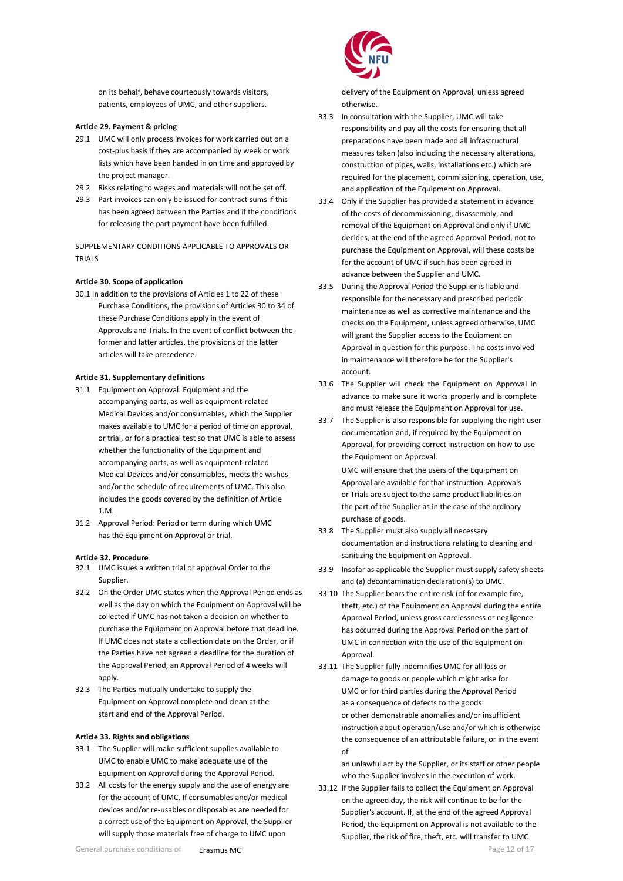on its behalf, behave courteously towards visitors, patients, employees of UMC, and other suppliers.

**Article 29. Payment & pricing**

29.1 UMC will only process invoices for work carried out on a cost-plus basis if they are accompanied by week or work lists which have been handed in on time and approved by the project manager.

29.2 Risks relating to wages and materials will not be set off.

29.3 Part invoices can only be issued for contract sums if this has been agreed between the Parties and if the conditions for releasing the part payment have been fulfilled.

SUPPLEMENTARY CONDITIONS APPLICABLE TO APPROVALS OR TRIALS

**Article 30. Scope of application**

30.1 In addition to the provisions of Articles 1 to 22 of these Purchase Conditions, the provisions of Articles 30 to 34 of these Purchase Conditions apply in the event of Approvals and Trials. In the event of conflict between the former and latter articles, the provisions of the latter articles will take precedence.

**Article 31. Supplementary definitions**

31.1 Equipment on Approval: Equipment and the accompanying parts, as well as equipment-related Medical Devices and/or consumables, which the Supplier makes available to UMC for a period of time on approval, or trial, or for a practical test so that UMC is able to assess whether the functionality of the Equipment and accompanying parts, as well as equipment-related Medical Devices and/or consumables, meets the wishes and/or the schedule of requirements of UMC. This also includes the goods covered by the definition of Article 1.M.

31.2 Approval Period: Period or term during which UMC has the Equipment on Approval or trial.

**Article 32. Procedure**

32.1 UMC issues a written trial or approval Order to the Supplier.

32.2 On the Order UMC states when the Approval Period ends as well as the day on which the Equipment on Approval will be collected if UMC has not taken a decision on whether to purchase the Equipment on Approval before that deadline. If UMC does not state a collection date on the Order, or if the Parties have not agreed a deadline for the duration of the Approval Period, an Approval Period of 4 weeks will apply.

32.3 The Parties mutually undertake to supply the Equipment on Approval complete and clean at the start and end of the Approval Period.

**Article 33. Rights and obligations**

33.1 The Supplier will make sufficient supplies available to UMC to enable UMC to make adequate use of the Equipment on Approval during the Approval Period.

33.2 All costs for the energy supply and the use of energy are for the account of UMC. If consumables and/or medical devices and/or re-usables or disposables are needed for a correct use of the Equipment on Approval, the Supplier will supply those materials free of charge to UMC upon delivery of the Equipment on Approval, unless agreed otherwise.

33.3 In consultation with the Supplier, UMC will take responsibility and pay all the costs for ensuring that all preparations have been made and all infrastructural measures taken (also including the necessary alterations, construction of pipes, walls, installations etc.) which are required for the placement, commissioning, operation, use, and application of the Equipment on Approval.

33.4 Only if the Supplier has provided a statement in advance of the costs of decommissioning, disassembly, and removal of the Equipment on Approval and only if UMC decides, at the end of the agreed Approval Period, not to purchase the Equipment on Approval, will these costs be for the account of UMC if such has been agreed in advance between the Supplier and UMC.

33.5 During the Approval Period the Supplier is liable and responsible for the necessary and prescribed periodic maintenance as well as corrective maintenance and the checks on the Equipment, unless agreed otherwise. UMC will grant the Supplier access to the Equipment on Approval in question for this purpose. The costs involved in maintenance will therefore be for the Supplier's account.

33.6 The Supplier will check the Equipment on Approval in advance to make sure it works properly and is complete and must release the Equipment on Approval for use.

33.7 The Supplier is also responsible for supplying the right user documentation and, if required by the Equipment on Approval, for providing correct instruction on how to use the Equipment on Approval.

UMC will ensure that the users of the Equipment on Approval are available for that instruction. Approvals or Trials are subject to the same product liabilities on the part of the Supplier as in the case of the ordinary purchase of goods.

33.8 The Supplier must also supply all necessary documentation and instructions relating to cleaning and sanitizing the Equipment on Approval.

33.9 Insofar as applicable the Supplier must supply safety sheets and (a) decontamination declaration(s) to UMC.

33.10 The Supplier bears the entire risk (of for example fire, theft, etc.) of the Equipment on Approval during the entire Approval Period, unless gross carelessness or negligence has occurred during the Approval Period on the part of UMC in connection with the use of the Equipment on Approval.

33.11 The Supplier fully indemnifies UMC for all loss or damage to goods or people which might arise for UMC or for third parties during the Approval Period as a consequence of defects to the goods or other demonstrable anomalies and/or insufficient instruction about operation/use and/or which is otherwise the consequence of an attributable failure, or in the event of

an unlawful act by the Supplier, or its staff or other people who the Supplier involves in the execution of work.

33.12 If the Supplier fails to collect the Equipment on Approval on the agreed day, the risk will continue to be for the Supplier's account. If, at the end of the agreed Approval Period, the Equipment on Approval is not available to the Supplier, the risk of fire, theft, etc. will transfer to UMC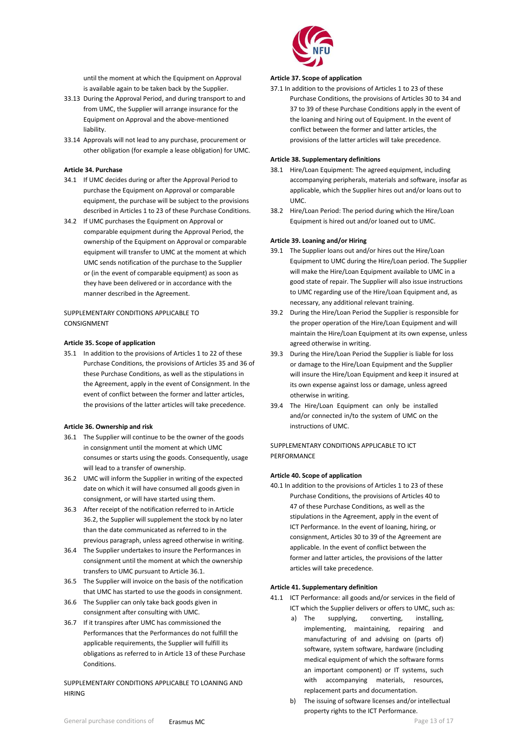until the moment at which the Equipment on Approval is available again to be taken back by the Supplier.

33.13 During the Approval Period, and during transport to and from UMC, the Supplier will arrange insurance for the Equipment on Approval and the above-mentioned liability.

33.14 Approvals will not lead to any purchase, procurement or other obligation (for example a lease obligation) for UMC.

**Article 34. Purchase**

34.1 If UMC decides during or after the Approval Period to purchase the Equipment on Approval or comparable equipment, the purchase will be subject to the provisions described in Articles 1 to 23 of these Purchase Conditions.

34.2 If UMC purchases the Equipment on Approval or comparable equipment during the Approval Period, the ownership of the Equipment on Approval or comparable equipment will transfer to UMC at the moment at which UMC sends notification of the purchase to the Supplier or (in the event of comparable equipment) as soon as they have been delivered or in accordance with the manner described in the Agreement.

SUPPLEMENTARY CONDITIONS APPLICABLE TO CONSIGNMENT

**Article 35. Scope of application**

35.1 In addition to the provisions of Articles 1 to 22 of these Purchase Conditions, the provisions of Articles 35 and 36 of these Purchase Conditions, as well as the stipulations in the Agreement, apply in the event of Consignment. In the event of conflict between the former and latter articles, the provisions of the latter articles will take precedence.

**Article 36. Ownership and risk**

36.1 The Supplier will continue to be the owner of the goods in consignment until the moment at which UMC consumes or starts using the goods. Consequently, usage will lead to a transfer of ownership.

36.2 UMC will inform the Supplier in writing of the expected date on which it will have consumed all goods given in consignment, or will have started using them.

36.3 After receipt of the notification referred to in Article 36.2, the Supplier will supplement the stock by no later than the date communicated as referred to in the previous paragraph, unless agreed otherwise in writing.

36.4 The Supplier undertakes to insure the Performances in consignment until the moment at which the ownership transfers to UMC pursuant to Article 36.1.

36.5 The Supplier will invoice on the basis of the notification that UMC has started to use the goods in consignment.

36.6 The Supplier can only take back goods given in consignment after consulting with UMC.

36.7 If it transpires after UMC has commissioned the Performances that the Performances do not fulfill the applicable requirements, the Supplier will fulfill its obligations as referred to in Article 13 of these Purchase Conditions.

SUPPLEMENTARY CONDITIONS APPLICABLE TO LOANING AND HIRING

**Article 37. Scope of application**

37.1 In addition to the provisions of Articles 1 to 23 of these Purchase Conditions, the provisions of Articles 30 to 34 and 37 to 39 of these Purchase Conditions apply in the event of the loaning and hiring out of Equipment. In the event of conflict between the former and latter articles, the provisions of the latter articles will take precedence.

**Article 38. Supplementary definitions**

38.1 Hire/Loan Equipment: The agreed equipment, including accompanying peripherals, materials and software, insofar as applicable, which the Supplier hires out and/or loans out to UMC.

38.2 Hire/Loan Period: The period during which the Hire/Loan Equipment is hired out and/or loaned out to UMC.

**Article 39. Loaning and/or Hiring**

39.1 The Supplier loans out and/or hires out the Hire/Loan Equipment to UMC during the Hire/Loan period. The Supplier will make the Hire/Loan Equipment available to UMC in a good state of repair. The Supplier will also issue instructions to UMC regarding use of the Hire/Loan Equipment and, as necessary, any additional relevant training.

39.2 During the Hire/Loan Period the Supplier is responsible for the proper operation of the Hire/Loan Equipment and will maintain the Hire/Loan Equipment at its own expense, unless agreed otherwise in writing.

39.3 During the Hire/Loan Period the Supplier is liable for loss or damage to the Hire/Loan Equipment and the Supplier will insure the Hire/Loan Equipment and keep it insured at its own expense against loss or damage, unless agreed otherwise in writing.

39.4 The Hire/Loan Equipment can only be installed and/or connected in/to the system of UMC on the instructions of UMC.

SUPPLEMENTARY CONDITIONS APPLICABLE TO ICT PERFORMANCE

**Article 40. Scope of application**

40.1 In addition to the provisions of Articles 1 to 23 of these Purchase Conditions, the provisions of Articles 40 to 47 of these Purchase Conditions, as well as the stipulations in the Agreement, apply in the event of ICT Performance. In the event of loaning, hiring, or consignment, Articles 30 to 39 of the Agreement are applicable. In the event of conflict between the former and latter articles, the provisions of the latter articles will take precedence.

**Article 41. Supplementary definition**

41.1 ICT Performance: all goods and/or services in the field of ICT which the Supplier delivers or offers to UMC, such as:

a) The supplying, converting, installing, implementing, maintaining, repairing and manufacturing of and advising on (parts of) software, system software, hardware (including medical equipment of which the software forms an important component) or IT systems, such with accompanying materials, resources, replacement parts and documentation.

b) The issuing of software licenses and/or intellectual property rights to the ICT Performance.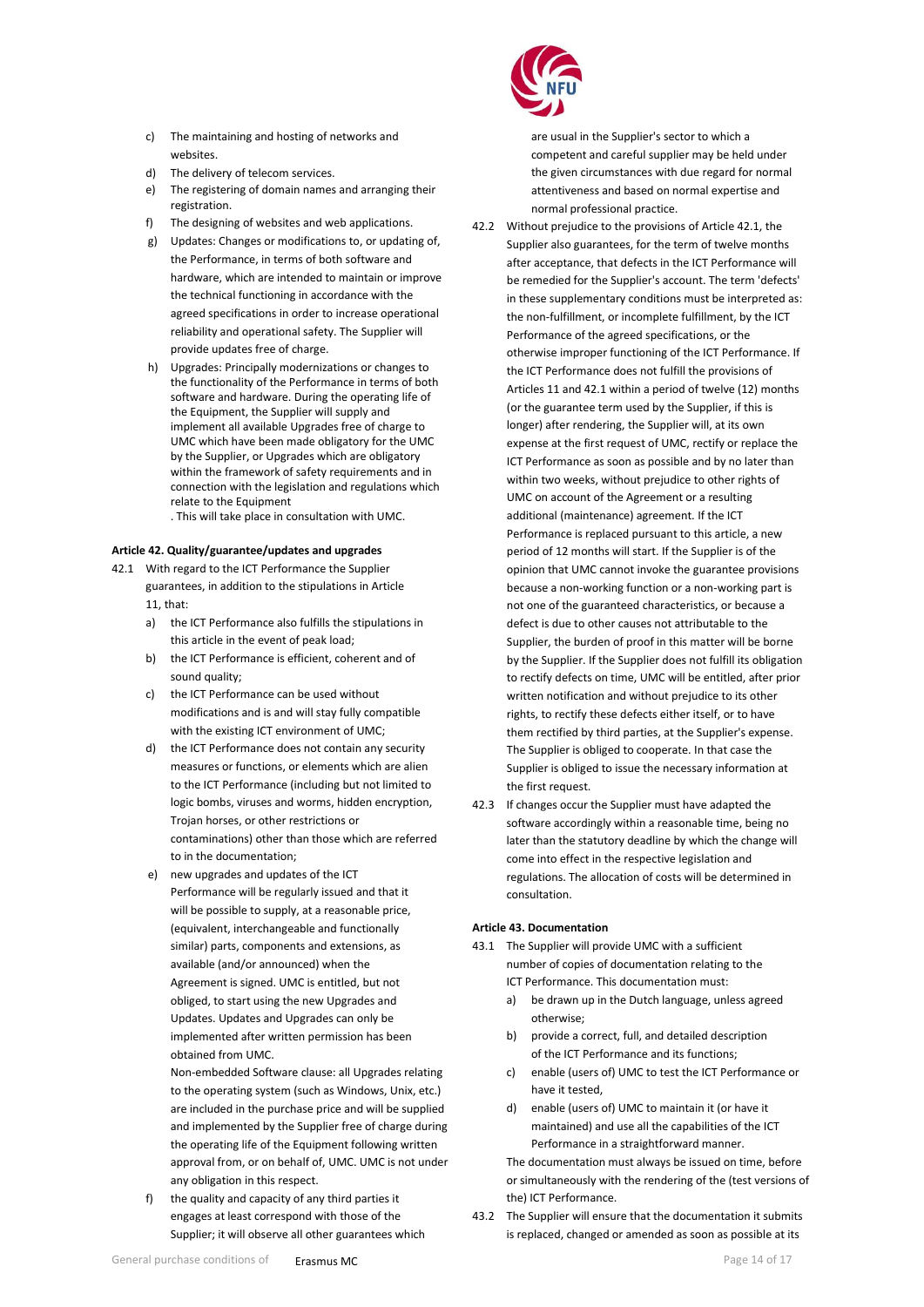c) The maintaining and hosting of networks and websites.
d) The delivery of telecom services.
e) The registering of domain names and arranging their registration.
f) The designing of websites and web applications.
g) Updates: Changes or modifications to, or updating of, the Performance, in terms of both software and hardware, which are intended to maintain or improve the technical functioning in accordance with the agreed specifications in order to increase operational reliability and operational safety. The Supplier will provide updates free of charge.
h) Upgrades: Principally modernizations or changes to the functionality of the Performance in terms of both software and hardware. During the operating life of the Equipment, the Supplier will supply and implement all available Upgrades free of charge to UMC which have been made obligatory for the UMC by the Supplier, or Upgrades which are obligatory within the framework of safety requirements and in connection with the legislation and regulations which relate to the Equipment
. This will take place in consultation with UMC.

**Article 42. Quality/guarantee/updates and upgrades**

42.1 With regard to the ICT Performance the Supplier guarantees, in addition to the stipulations in Article 11, that:

a) the ICT Performance also fulfills the stipulations in this article in the event of peak load;
b) the ICT Performance is efficient, coherent and of sound quality;
c) the ICT Performance can be used without modifications and is and will stay fully compatible with the existing ICT environment of UMC;
d) the ICT Performance does not contain any security measures or functions, or elements which are alien to the ICT Performance (including but not limited to logic bombs, viruses and worms, hidden encryption, Trojan horses, or other restrictions or contaminations) other than those which are referred to in the documentation;
e) new upgrades and updates of the ICT Performance will be regularly issued and that it will be possible to supply, at a reasonable price, (equivalent, interchangeable and functionally similar) parts, components and extensions, as available (and/or announced) when the Agreement is signed. UMC is entitled, but not obliged, to start using the new Upgrades and Updates. Updates and Upgrades can only be implemented after written permission has been obtained from UMC.
Non-embedded Software clause: all Upgrades relating to the operating system (such as Windows, Unix, etc.) are included in the purchase price and will be supplied and implemented by the Supplier free of charge during the operating life of the Equipment following written approval from, or on behalf of, UMC. UMC is not under any obligation in this respect.
f) the quality and capacity of any third parties it engages at least correspond with those of the Supplier; it will observe all other guarantees which are usual in the Supplier's sector to which a competent and careful supplier may be held under the given circumstances with due regard for normal attentiveness and based on normal expertise and normal professional practice.

42.2 Without prejudice to the provisions of Article 42.1, the Supplier also guarantees, for the term of twelve months after acceptance, that defects in the ICT Performance will be remedied for the Supplier's account. The term 'defects' in these supplementary conditions must be interpreted as: the non-fulfillment, or incomplete fulfillment, by the ICT Performance of the agreed specifications, or the otherwise improper functioning of the ICT Performance. If the ICT Performance does not fulfill the provisions of Articles 11 and 42.1 within a period of twelve (12) months (or the guarantee term used by the Supplier, if this is longer) after rendering, the Supplier will, at its own expense at the first request of UMC, rectify or replace the ICT Performance as soon as possible and by no later than within two weeks, without prejudice to other rights of UMC on account of the Agreement or a resulting additional (maintenance) agreement. If the ICT Performance is replaced pursuant to this article, a new period of 12 months will start. If the Supplier is of the opinion that UMC cannot invoke the guarantee provisions because a non-working function or a non-working part is not one of the guaranteed characteristics, or because a defect is due to other causes not attributable to the Supplier, the burden of proof in this matter will be borne by the Supplier. If the Supplier does not fulfill its obligation to rectify defects on time, UMC will be entitled, after prior written notification and without prejudice to its other rights, to rectify these defects either itself, or to have them rectified by third parties, at the Supplier's expense. The Supplier is obliged to cooperate. In that case the Supplier is obliged to issue the necessary information at the first request.

42.3 If changes occur the Supplier must have adapted the software accordingly within a reasonable time, being no later than the statutory deadline by which the change will come into effect in the respective legislation and regulations. The allocation of costs will be determined in consultation.

**Article 43. Documentation**

43.1 The Supplier will provide UMC with a sufficient number of copies of documentation relating to the ICT Performance. This documentation must:

a) be drawn up in the Dutch language, unless agreed otherwise;
b) provide a correct, full, and detailed description of the ICT Performance and its functions;
c) enable (users of) UMC to test the ICT Performance or have it tested,
d) enable (users of) UMC to maintain it (or have it maintained) and use all the capabilities of the ICT Performance in a straightforward manner.

The documentation must always be issued on time, before or simultaneously with the rendering of the (test versions of the) ICT Performance.

43.2 The Supplier will ensure that the documentation it submits is replaced, changed or amended as soon as possible at its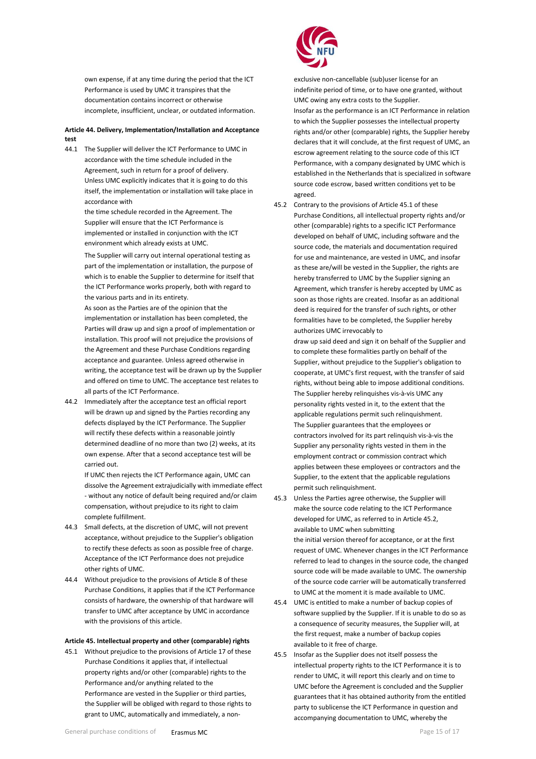own expense, if at any time during the period that the ICT Performance is used by UMC it transpires that the documentation contains incorrect or otherwise incomplete, insufficient, unclear, or outdated information.

**Article 44. Delivery, Implementation/Installation and Acceptance test**

44.1 The Supplier will deliver the ICT Performance to UMC in accordance with the time schedule included in the Agreement, such in return for a proof of delivery. Unless UMC explicitly indicates that it is going to do this itself, the implementation or installation will take place in accordance with the time schedule recorded in the Agreement. The Supplier will ensure that the ICT Performance is implemented or installed in conjunction with the ICT environment which already exists at UMC.

The Supplier will carry out internal operational testing as part of the implementation or installation, the purpose of which is to enable the Supplier to determine for itself that the ICT Performance works properly, both with regard to the various parts and in its entirety.

As soon as the Parties are of the opinion that the implementation or installation has been completed, the Parties will draw up and sign a proof of implementation or installation. This proof will not prejudice the provisions of the Agreement and these Purchase Conditions regarding acceptance and guarantee. Unless agreed otherwise in writing, the acceptance test will be drawn up by the Supplier and offered on time to UMC. The acceptance test relates to all parts of the ICT Performance.

44.2 Immediately after the acceptance test an official report will be drawn up and signed by the Parties recording any defects displayed by the ICT Performance. The Supplier will rectify these defects within a reasonable jointly determined deadline of no more than two (2) weeks, at its own expense. After that a second acceptance test will be carried out.

If UMC then rejects the ICT Performance again, UMC can dissolve the Agreement extrajudicially with immediate effect - without any notice of default being required and/or claim compensation, without prejudice to its right to claim complete fulfillment.

44.3 Small defects, at the discretion of UMC, will not prevent acceptance, without prejudice to the Supplier's obligation to rectify these defects as soon as possible free of charge. Acceptance of the ICT Performance does not prejudice other rights of UMC.

44.4 Without prejudice to the provisions of Article 8 of these Purchase Conditions, it applies that if the ICT Performance consists of hardware, the ownership of that hardware will transfer to UMC after acceptance by UMC in accordance with the provisions of this article.

**Article 45. Intellectual property and other (comparable) rights**

45.1 Without prejudice to the provisions of Article 17 of these Purchase Conditions it applies that, if intellectual property rights and/or other (comparable) rights to the Performance and/or anything related to the Performance are vested in the Supplier or third parties, the Supplier will be obliged with regard to those rights to grant to UMC, automatically and immediately, a non-exclusive non-cancellable (sub)user license for an indefinite period of time, or to have one granted, without UMC owing any extra costs to the Supplier.

Insofar as the performance is an ICT Performance in relation to which the Supplier possesses the intellectual property rights and/or other (comparable) rights, the Supplier hereby declares that it will conclude, at the first request of UMC, an escrow agreement relating to the source code of this ICT Performance, with a company designated by UMC which is established in the Netherlands that is specialized in software source code escrow, based written conditions yet to be agreed.

45.2 Contrary to the provisions of Article 45.1 of these Purchase Conditions, all intellectual property rights and/or other (comparable) rights to a specific ICT Performance developed on behalf of UMC, including software and the source code, the materials and documentation required for use and maintenance, are vested in UMC, and insofar as these are/will be vested in the Supplier, the rights are hereby transferred to UMC by the Supplier signing an Agreement, which transfer is hereby accepted by UMC as soon as those rights are created. Insofar as an additional deed is required for the transfer of such rights, or other formalities have to be completed, the Supplier hereby authorizes UMC irrevocably to draw up said deed and sign it on behalf of the Supplier and to complete these formalities partly on behalf of the Supplier, without prejudice to the Supplier's obligation to cooperate, at UMC's first request, with the transfer of said rights, without being able to impose additional conditions. The Supplier hereby relinquishes vis-à-vis UMC any personality rights vested in it, to the extent that the applicable regulations permit such relinquishment.

The Supplier guarantees that the employees or contractors involved for its part relinquish vis-à-vis the Supplier any personality rights vested in them in the employment contract or commission contract which applies between these employees or contractors and the Supplier, to the extent that the applicable regulations permit such relinquishment.

45.3 Unless the Parties agree otherwise, the Supplier will make the source code relating to the ICT Performance developed for UMC, as referred to in Article 45.2, available to UMC when submitting the initial version thereof for acceptance, or at the first request of UMC. Whenever changes in the ICT Performance referred to lead to changes in the source code, the changed source code will be made available to UMC. The ownership of the source code carrier will be automatically transferred to UMC at the moment it is made available to UMC.

45.4 UMC is entitled to make a number of backup copies of software supplied by the Supplier. If it is unable to do so as a consequence of security measures, the Supplier will, at the first request, make a number of backup copies available to it free of charge.

45.5 Insofar as the Supplier does not itself possess the intellectual property rights to the ICT Performance it is to render to UMC, it will report this clearly and on time to UMC before the Agreement is concluded and the Supplier guarantees that it has obtained authority from the entitled party to sublicense the ICT Performance in question and accompanying documentation to UMC, whereby the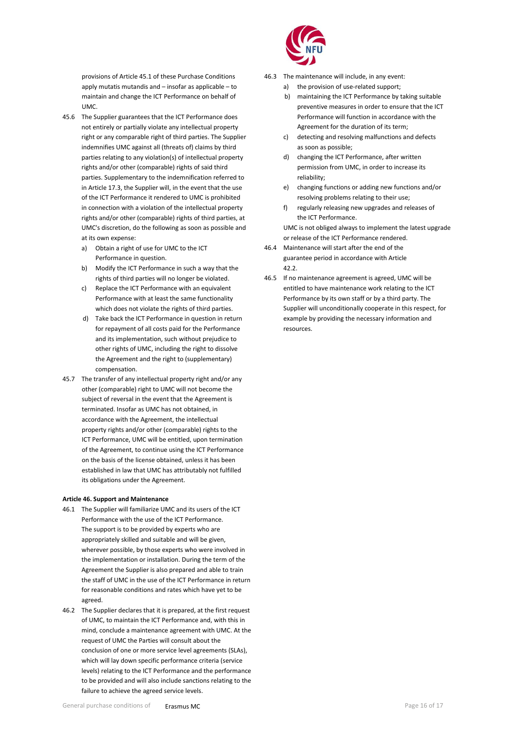provisions of Article 45.1 of these Purchase Conditions apply mutatis mutandis and – insofar as applicable – to maintain and change the ICT Performance on behalf of UMC.

45.6 The Supplier guarantees that the ICT Performance does not entirely or partially violate any intellectual property right or any comparable right of third parties. The Supplier indemnifies UMC against all (threats of) claims by third parties relating to any violation(s) of intellectual property rights and/or other (comparable) rights of said third parties. Supplementary to the indemnification referred to in Article 17.3, the Supplier will, in the event that the use of the ICT Performance it rendered to UMC is prohibited in connection with a violation of the intellectual property rights and/or other (comparable) rights of third parties, at UMC's discretion, do the following as soon as possible and at its own expense:

a) Obtain a right of use for UMC to the ICT Performance in question.
b) Modify the ICT Performance in such a way that the rights of third parties will no longer be violated.
c) Replace the ICT Performance with an equivalent Performance with at least the same functionality which does not violate the rights of third parties.
d) Take back the ICT Performance in question in return for repayment of all costs paid for the Performance and its implementation, such without prejudice to other rights of UMC, including the right to dissolve the Agreement and the right to (supplementary) compensation.

45.7 The transfer of any intellectual property right and/or any other (comparable) right to UMC will not become the subject of reversal in the event that the Agreement is terminated. Insofar as UMC has not obtained, in accordance with the Agreement, the intellectual property rights and/or other (comparable) rights to the ICT Performance, UMC will be entitled, upon termination of the Agreement, to continue using the ICT Performance on the basis of the license obtained, unless it has been established in law that UMC has attributably not fulfilled its obligations under the Agreement.

**Article 46. Support and Maintenance**

46.1 The Supplier will familiarize UMC and its users of the ICT Performance with the use of the ICT Performance. The support is to be provided by experts who are appropriately skilled and suitable and will be given, wherever possible, by those experts who were involved in the implementation or installation. During the term of the Agreement the Supplier is also prepared and able to train the staff of UMC in the use of the ICT Performance in return for reasonable conditions and rates which have yet to be agreed.

46.2 The Supplier declares that it is prepared, at the first request of UMC, to maintain the ICT Performance and, with this in mind, conclude a maintenance agreement with UMC. At the request of UMC the Parties will consult about the conclusion of one or more service level agreements (SLAs), which will lay down specific performance criteria (service levels) relating to the ICT Performance and the performance to be provided and will also include sanctions relating to the failure to achieve the agreed service levels.

46.3 The maintenance will include, in any event:

a) the provision of use-related support;
b) maintaining the ICT Performance by taking suitable preventive measures in order to ensure that the ICT Performance will function in accordance with the Agreement for the duration of its term;
c) detecting and resolving malfunctions and defects as soon as possible;
d) changing the ICT Performance, after written permission from UMC, in order to increase its reliability;
e) changing functions or adding new functions and/or resolving problems relating to their use;
f) regularly releasing new upgrades and releases of the ICT Performance.

UMC is not obliged always to implement the latest upgrade or release of the ICT Performance rendered.

46.4 Maintenance will start after the end of the guarantee period in accordance with Article 42.2.

46.5 If no maintenance agreement is agreed, UMC will be entitled to have maintenance work relating to the ICT Performance by its own staff or by a third party. The Supplier will unconditionally cooperate in this respect, for example by providing the necessary information and resources.